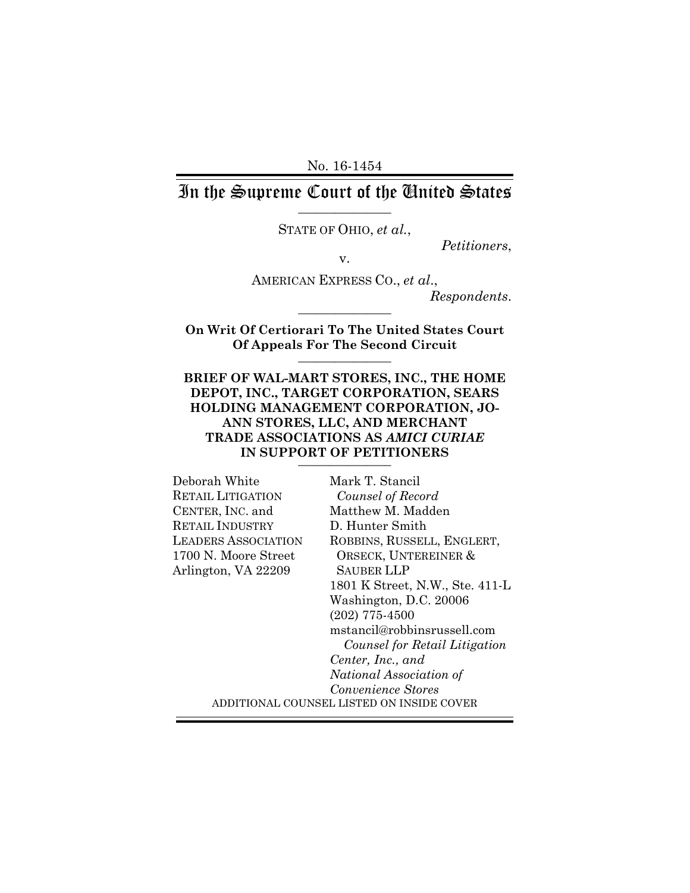No. 16-1454

# In the Supreme Court of the United States

---

STATE OF OHIO, *et al.*,

*Petitioners*,

v.

AMERICAN EXPRESS CO., *et al*.,

*Respondents*.

---

**On Writ Of Certiorari To The United States Court Of Appeals For The Second Circuit**

---

**BRIEF OF WAL-MART STORES, INC., THE HOME DEPOT, INC., TARGET CORPORATION, SEARS HOLDING MANAGEMENT CORPORATION, JO-ANN STORES, LLC, AND MERCHANT TRADE ASSOCIATIONS AS *AMICI CURIAE* IN SUPPORT OF PETITIONERS**

---

Deborah White
RETAIL LITIGATION CENTER, INC. and
RETAIL INDUSTRY LEADERS ASSOCIATION
1700 N. Moore Street
Arlington, VA 22209

Mark T. Stancil
*Counsel of Record*
Matthew M. Madden
D. Hunter Smith
ROBBINS, RUSSELL, ENGLERT, ORSECK, UNTEREINER & SAUBER LLP
1801 K Street, N.W., Ste. 411-L
Washington, D.C. 20006
(202) 775-4500
mstancil@robbinsrussell.com
*Counsel for Retail Litigation Center, Inc., and National Association of Convenience Stores*

ADDITIONAL COUNSEL LISTED ON INSIDE COVER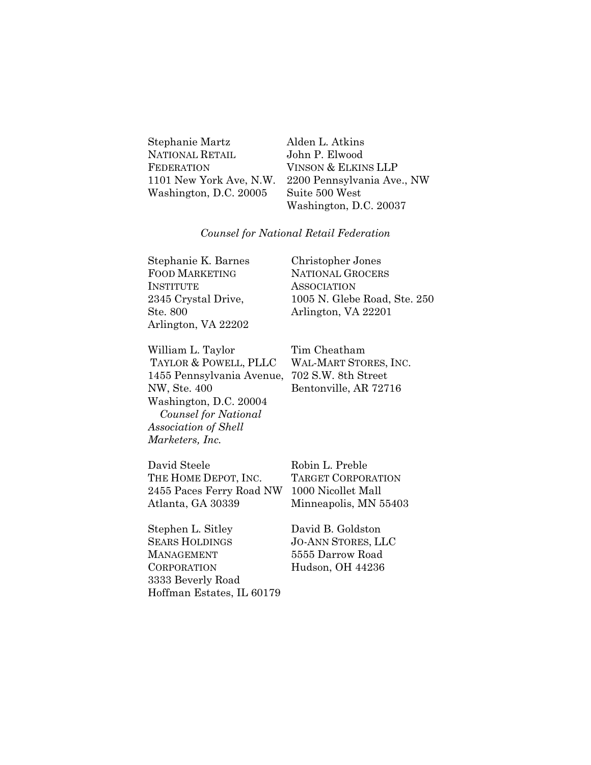Stephanie Martz
NATIONAL RETAIL FEDERATION
1101 New York Ave, N.W.
Washington, D.C. 20005

Alden L. Atkins
John P. Elwood
VINSON & ELKINS LLP
2200 Pennsylvania Ave., NW
Suite 500 West
Washington, D.C. 20037

*Counsel for National Retail Federation*

Stephanie K. Barnes
FOOD MARKETING INSTITUTE
2345 Crystal Drive, Ste. 800
Arlington, VA 22202

Christopher Jones
NATIONAL GROCERS ASSOCIATION
1005 N. Glebe Road, Ste. 250
Arlington, VA 22201

William L. Taylor
TAYLOR & POWELL, PLLC
1455 Pennsylvania Avenue, NW, Ste. 400
Washington, D.C. 20004
*Counsel for National Association of Shell Marketers, Inc.*

Tim Cheatham
WAL-MART STORES, INC.
702 S.W. 8th Street
Bentonville, AR 72716

David Steele
THE HOME DEPOT, INC.
2455 Paces Ferry Road NW
Atlanta, GA 30339

Robin L. Preble
TARGET CORPORATION
1000 Nicollet Mall
Minneapolis, MN 55403

Stephen L. Sitley
SEARS HOLDINGS MANAGEMENT CORPORATION
3333 Beverly Road
Hoffman Estates, IL 60179

David B. Goldston
JO-ANN STORES, LLC
5555 Darrow Road
Hudson, OH 44236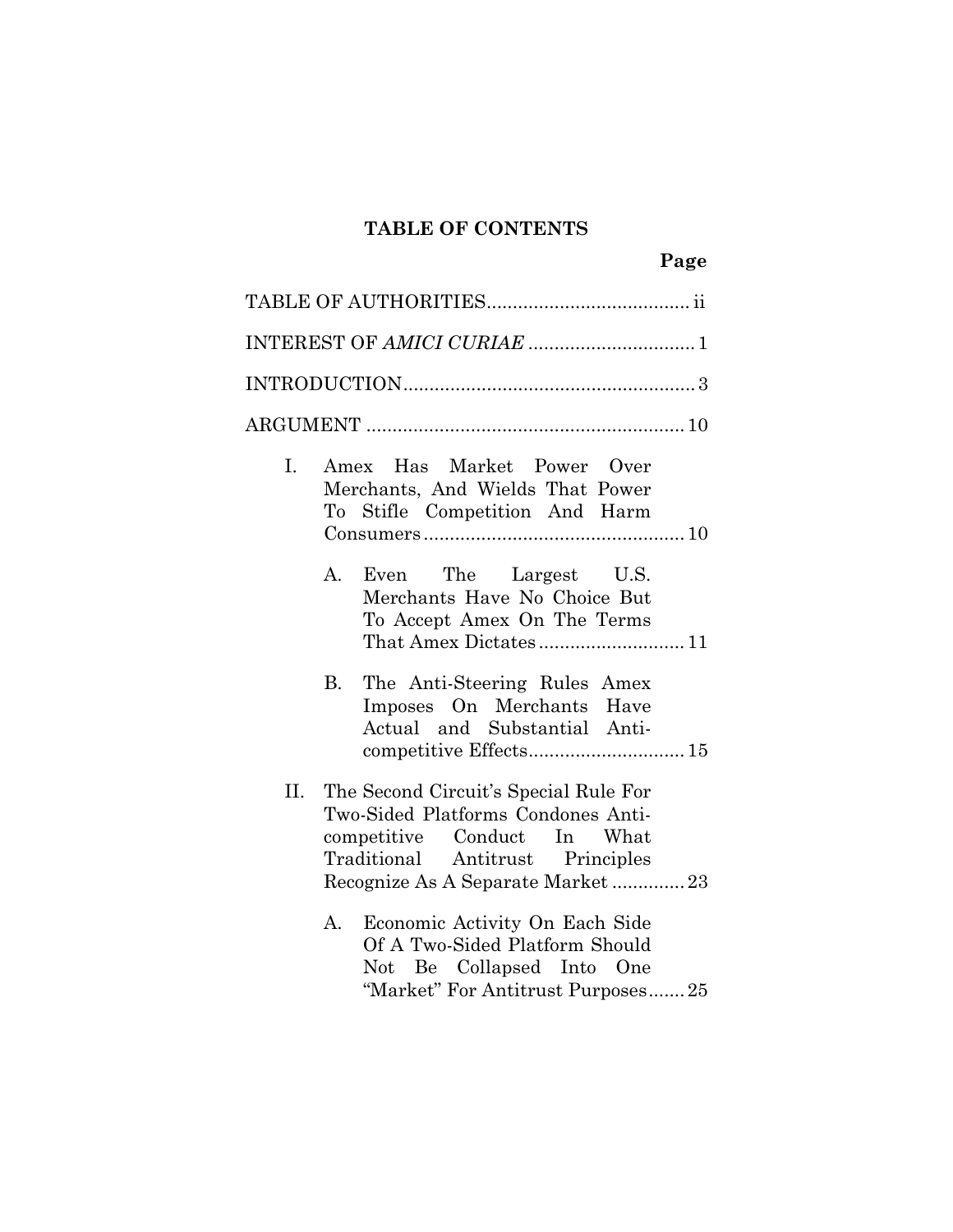**TABLE OF CONTENTS**

| | Page |
|---|---|
| TABLE OF AUTHORITIES | ii |
| INTEREST OF *AMICI CURIAE* | 1 |
| INTRODUCTION | 3 |
| ARGUMENT | 10 |
| I. Amex Has Market Power Over Merchants, And Wields That Power To Stifle Competition And Harm Consumers | 10 |
| A. Even The Largest U.S. Merchants Have No Choice But To Accept Amex On The Terms That Amex Dictates | 11 |
| B. The Anti-Steering Rules Amex Imposes On Merchants Have Actual and Substantial Anti-competitive Effects | 15 |
| II. The Second Circuit's Special Rule For Two-Sided Platforms Condones Anti-competitive Conduct In What Traditional Antitrust Principles Recognize As A Separate Market | 23 |
| A. Economic Activity On Each Side Of A Two-Sided Platform Should Not Be Collapsed Into One "Market" For Antitrust Purposes | 25 |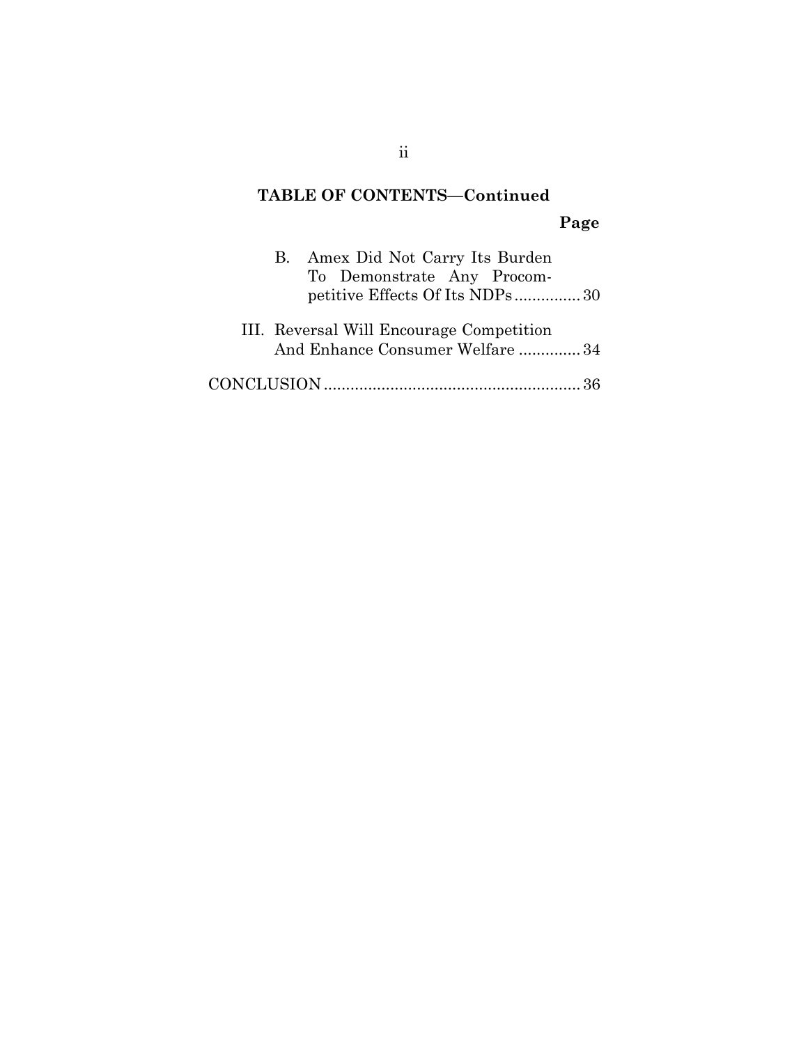**TABLE OF CONTENTS—Continued**

| | Page |
|---|---|
| B. Amex Did Not Carry Its Burden To Demonstrate Any Procompetitive Effects Of Its NDPs | 30 |
| III. Reversal Will Encourage Competition And Enhance Consumer Welfare | 34 |
| CONCLUSION | 36 |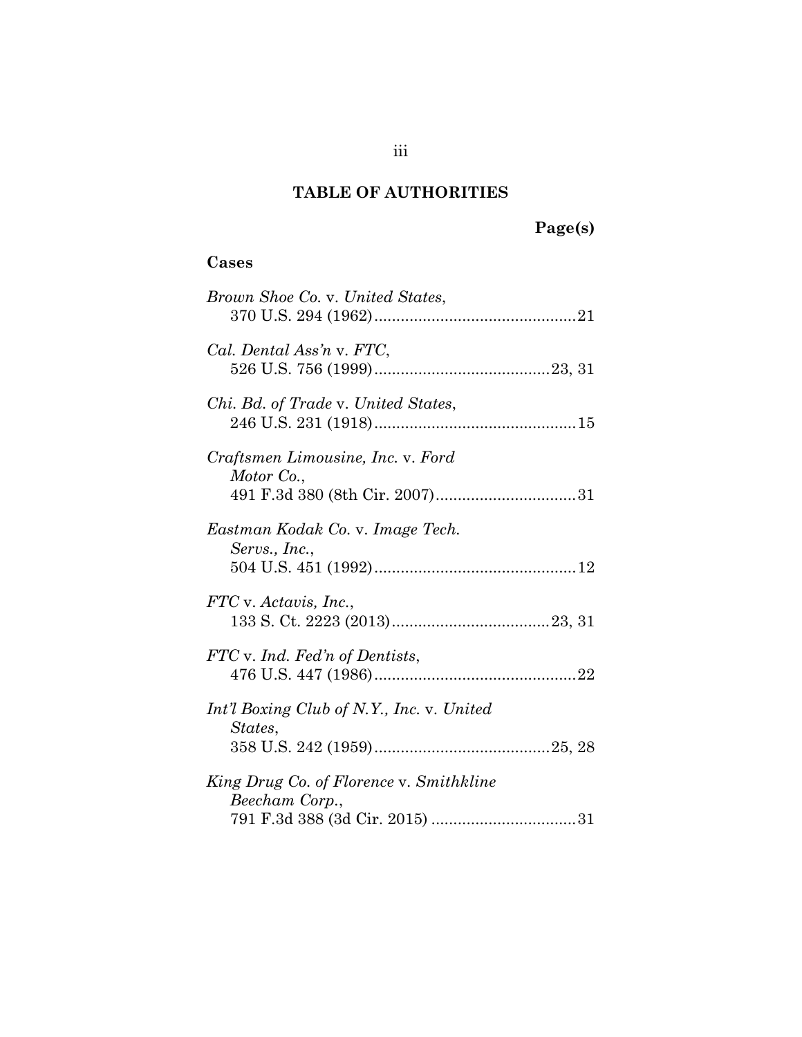# TABLE OF AUTHORITIES

**Page(s)**

## Cases

*Brown Shoe Co.* v. *United States*,
370 U.S. 294 (1962) .............................................. 21

*Cal. Dental Ass'n* v. *FTC*,
526 U.S. 756 (1999) ........................................ 23, 31

*Chi. Bd. of Trade* v. *United States*,
246 U.S. 231 (1918) .............................................. 15

*Craftsmen Limousine, Inc.* v. *Ford Motor Co.*,
491 F.3d 380 (8th Cir. 2007) ................................ 31

*Eastman Kodak Co.* v. *Image Tech. Servs., Inc.*,
504 U.S. 451 (1992) .............................................. 12

*FTC* v. *Actavis, Inc.*,
133 S. Ct. 2223 (2013) .................................... 23, 31

*FTC* v. *Ind. Fed'n of Dentists*,
476 U.S. 447 (1986) .............................................. 22

*Int'l Boxing Club of N.Y., Inc.* v. *United States*,
358 U.S. 242 (1959) ........................................ 25, 28

*King Drug Co. of Florence* v. *Smithkline Beecham Corp.*,
791 F.3d 388 (3d Cir. 2015) ................................. 31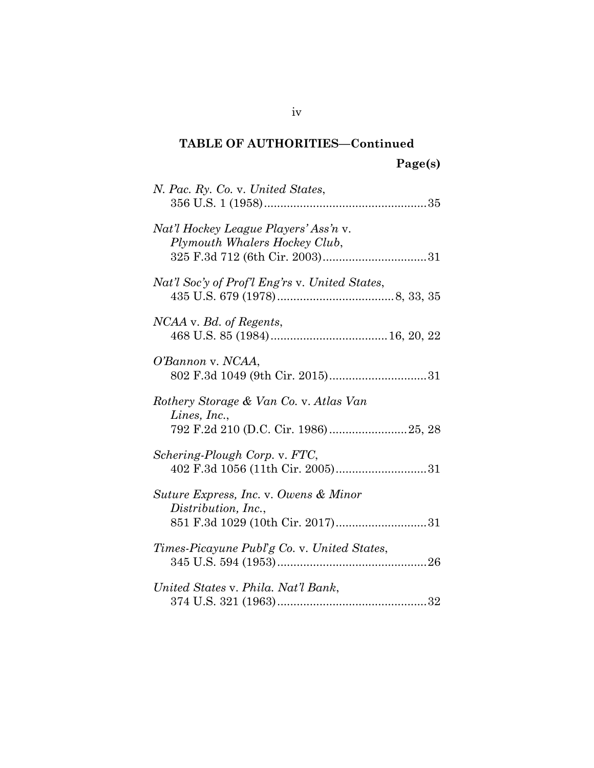**TABLE OF AUTHORITIES—Continued**

**Page(s)**

*N. Pac. Ry. Co.* v. *United States*,
356 U.S. 1 (1958) .................................................. 35

*Nat'l Hockey League Players' Ass'n* v. *Plymouth Whalers Hockey Club*,
325 F.3d 712 (6th Cir. 2003) ................................ 31

*Nat'l Soc'y of Prof'l Eng'rs* v. *United States*,
435 U.S. 679 (1978) .................................... 8, 33, 35

*NCAA* v. *Bd. of Regents*,
468 U.S. 85 (1984) .................................... 16, 20, 22

*O'Bannon* v. *NCAA*,
802 F.3d 1049 (9th Cir. 2015) .............................. 31

*Rothery Storage & Van Co.* v. *Atlas Van Lines, Inc.*,
792 F.2d 210 (D.C. Cir. 1986) ........................ 25, 28

*Schering-Plough Corp.* v. *FTC*,
402 F.3d 1056 (11th Cir. 2005) ............................ 31

*Suture Express, Inc.* v. *Owens & Minor Distribution, Inc.*,
851 F.3d 1029 (10th Cir. 2017) ............................ 31

*Times-Picayune Publ'g Co.* v. *United States*,
345 U.S. 594 (1953) .............................................. 26

*United States* v. *Phila. Nat'l Bank*,
374 U.S. 321 (1963) .............................................. 32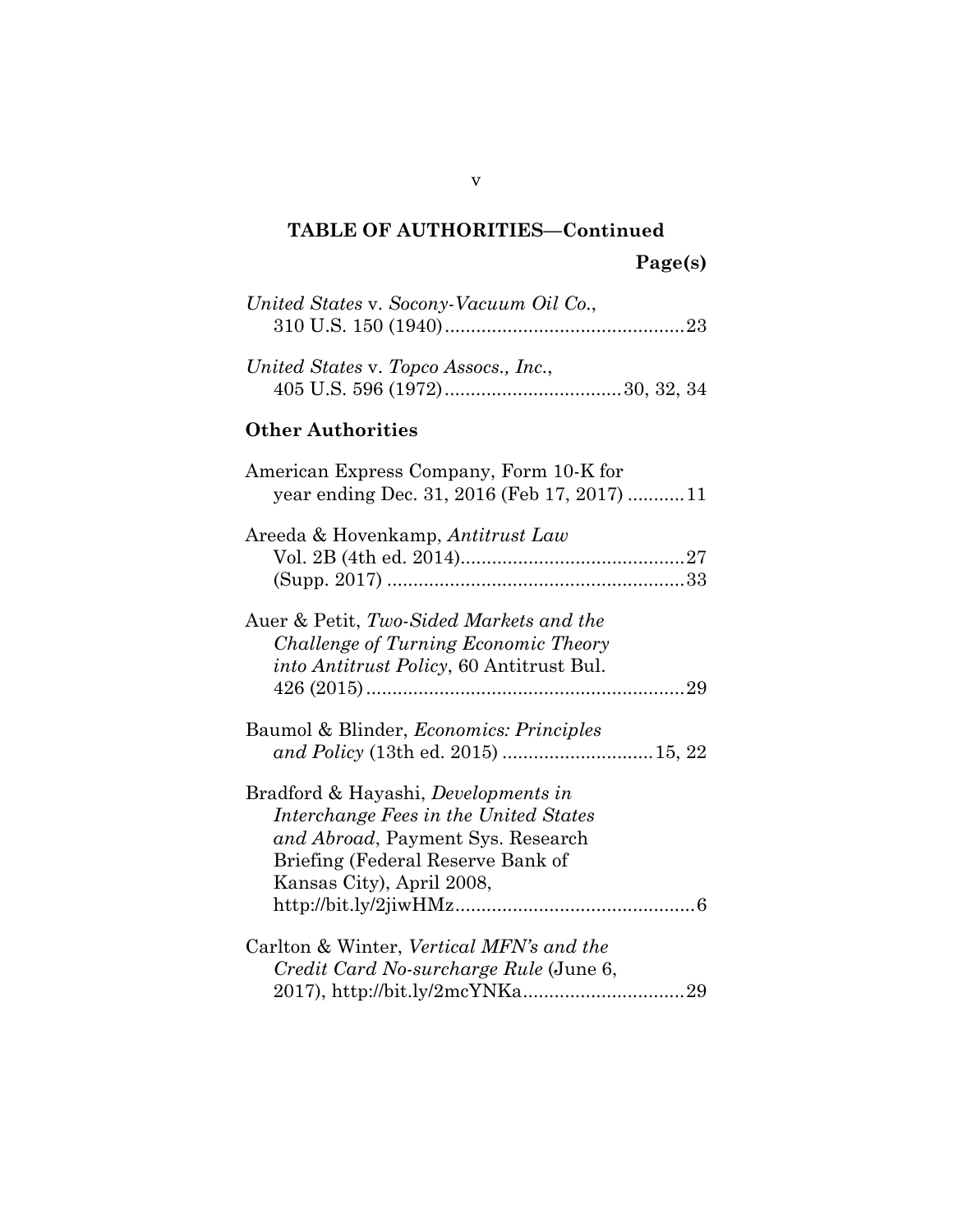**TABLE OF AUTHORITIES—Continued**

**Page(s)**

*United States* v. *Socony-Vacuum Oil Co.*,
310 U.S. 150 (1940) .............................................23

*United States* v. *Topco Assocs., Inc.*,
405 U.S. 596 (1972) .................................30, 32, 34

**Other Authorities**

American Express Company, Form 10-K for
year ending Dec. 31, 2016 (Feb 17, 2017) ...........11

Areeda & Hovenkamp, *Antitrust Law*
Vol. 2B (4th ed. 2014)...........................................27
(Supp. 2017) .........................................................33

Auer & Petit, *Two-Sided Markets and the Challenge of Turning Economic Theory into Antitrust Policy*, 60 Antitrust Bul. 426 (2015) .............................................................29

Baumol & Blinder, *Economics: Principles and Policy* (13th ed. 2015) ............................15, 22

Bradford & Hayashi, *Developments in Interchange Fees in the United States and Abroad*, Payment Sys. Research Briefing (Federal Reserve Bank of Kansas City), April 2008, http://bit.ly/2jiwHMz.............................................6

Carlton & Winter, *Vertical MFN's and the Credit Card No-surcharge Rule* (June 6, 2017), http://bit.ly/2mcYNKa...............................29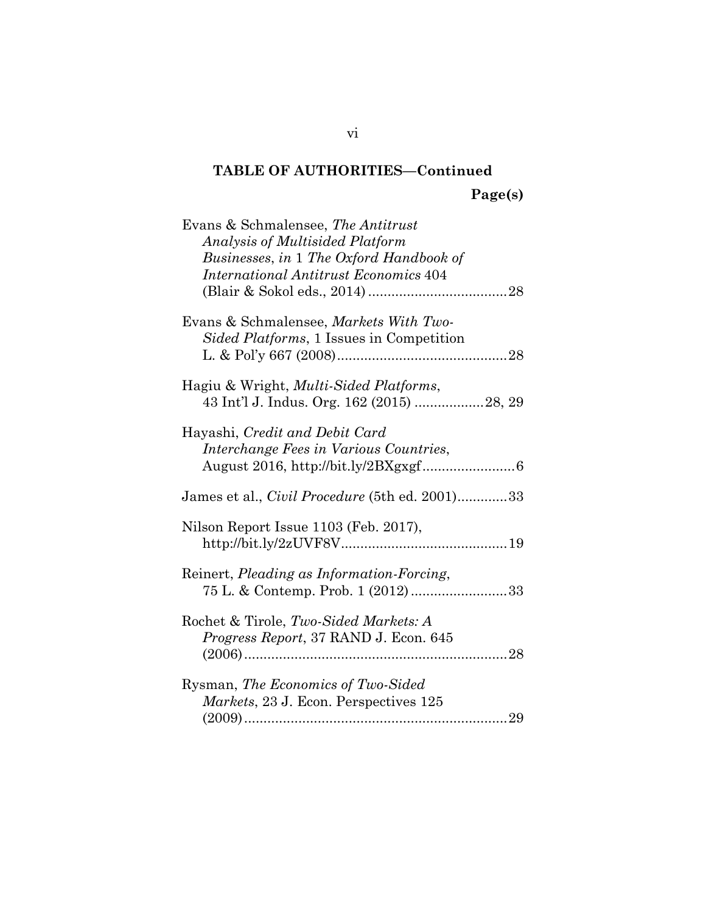**TABLE OF AUTHORITIES—Continued**

**Page(s)**

Evans & Schmalensee, *The Antitrust Analysis of Multisided Platform Businesses*, *in* 1 *The Oxford Handbook of International Antitrust Economics* 404 (Blair & Sokol eds., 2014) .................................... 28

Evans & Schmalensee, *Markets With Two-Sided Platforms*, 1 Issues in Competition L. & Pol'y 667 (2008) ............................................ 28

Hagiu & Wright, *Multi-Sided Platforms*, 43 Int'l J. Indus. Org. 162 (2015) .................. 28, 29

Hayashi, *Credit and Debit Card Interchange Fees in Various Countries*, August 2016, http://bit.ly/2BXgxgf ........................ 6

James et al., *Civil Procedure* (5th ed. 2001) ............. 33

Nilson Report Issue 1103 (Feb. 2017), http://bit.ly/2zUVF8V ........................................... 19

Reinert, *Pleading as Information-Forcing*, 75 L. & Contemp. Prob. 1 (2012) ........................ 33

Rochet & Tirole, *Two-Sided Markets: A Progress Report*, 37 RAND J. Econ. 645 (2006) .................................................................... 28

Rysman, *The Economics of Two-Sided Markets*, 23 J. Econ. Perspectives 125 (2009) .................................................................... 29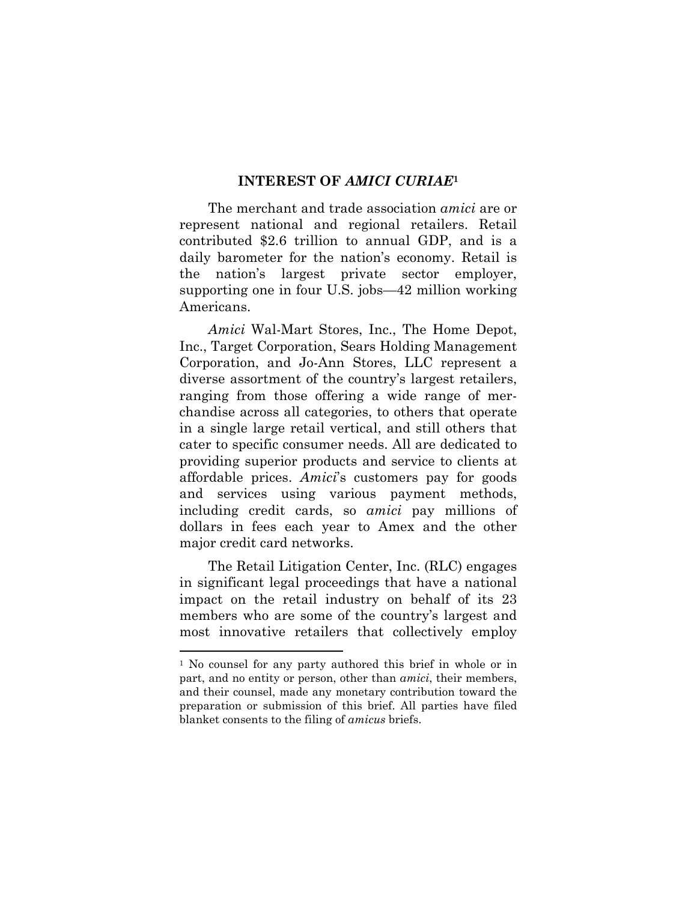## INTEREST OF *AMICI CURIAE*[1]

The merchant and trade association *amici* are or represent national and regional retailers. Retail contributed $2.6 trillion to annual GDP, and is a daily barometer for the nation's economy. Retail is the nation's largest private sector employer, supporting one in four U.S. jobs—42 million working Americans.

*Amici* Wal-Mart Stores, Inc., The Home Depot, Inc., Target Corporation, Sears Holding Management Corporation, and Jo-Ann Stores, LLC represent a diverse assortment of the country's largest retailers, ranging from those offering a wide range of merchandise across all categories, to others that operate in a single large retail vertical, and still others that cater to specific consumer needs. All are dedicated to providing superior products and service to clients at affordable prices. *Amici*'s customers pay for goods and services using various payment methods, including credit cards, so *amici* pay millions of dollars in fees each year to Amex and the other major credit card networks.

The Retail Litigation Center, Inc. (RLC) engages in significant legal proceedings that have a national impact on the retail industry on behalf of its 23 members who are some of the country's largest and most innovative retailers that collectively employ

---

[1] No counsel for any party authored this brief in whole or in part, and no entity or person, other than *amici*, their members, and their counsel, made any monetary contribution toward the preparation or submission of this brief. All parties have filed blanket consents to the filing of *amicus* briefs.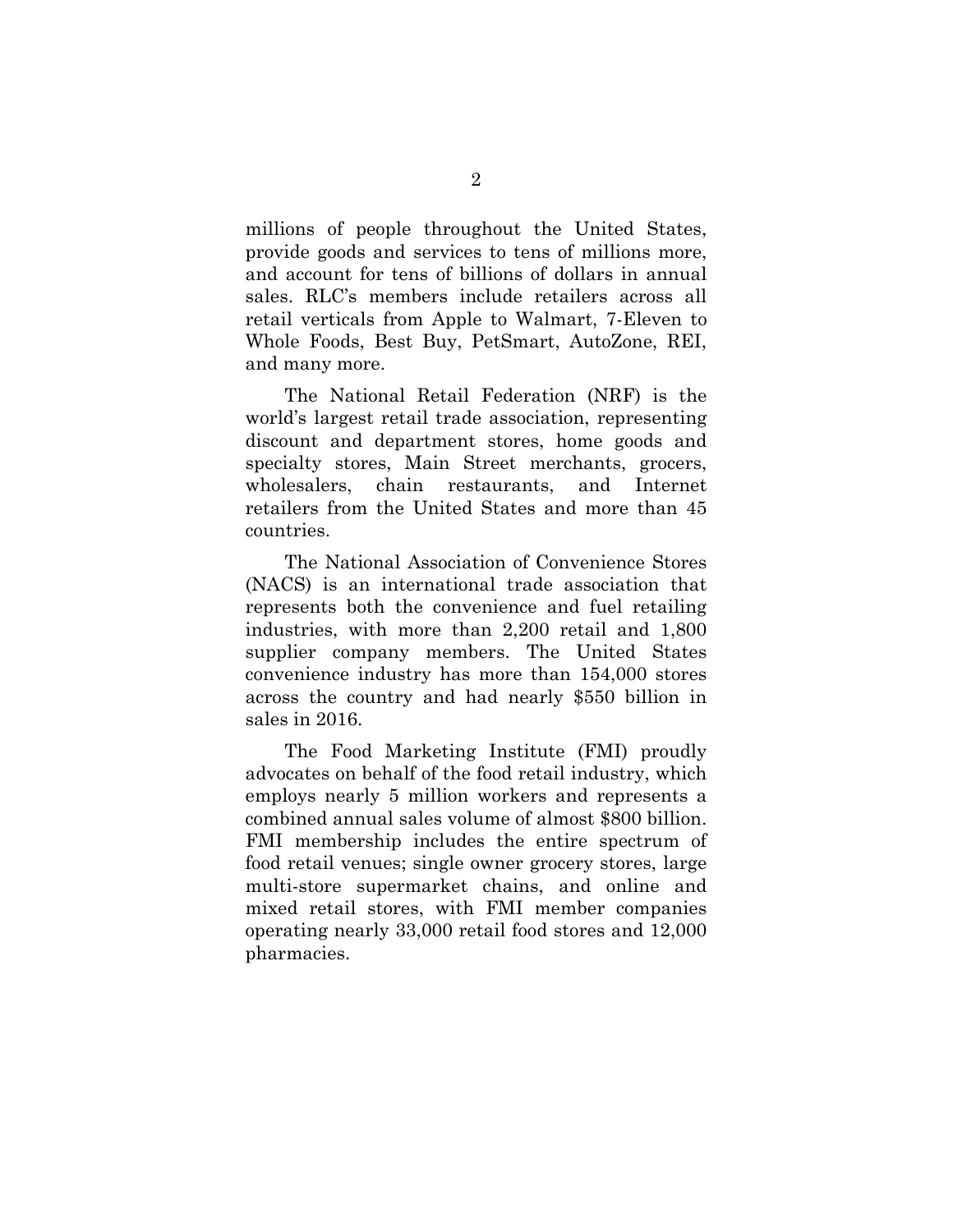millions of people throughout the United States, provide goods and services to tens of millions more, and account for tens of billions of dollars in annual sales. RLC's members include retailers across all retail verticals from Apple to Walmart, 7-Eleven to Whole Foods, Best Buy, PetSmart, AutoZone, REI, and many more.

The National Retail Federation (NRF) is the world's largest retail trade association, representing discount and department stores, home goods and specialty stores, Main Street merchants, grocers, wholesalers, chain restaurants, and Internet retailers from the United States and more than 45 countries.

The National Association of Convenience Stores (NACS) is an international trade association that represents both the convenience and fuel retailing industries, with more than 2,200 retail and 1,800 supplier company members. The United States convenience industry has more than 154,000 stores across the country and had nearly $550 billion in sales in 2016.

The Food Marketing Institute (FMI) proudly advocates on behalf of the food retail industry, which employs nearly 5 million workers and represents a combined annual sales volume of almost $800 billion. FMI membership includes the entire spectrum of food retail venues; single owner grocery stores, large multi-store supermarket chains, and online and mixed retail stores, with FMI member companies operating nearly 33,000 retail food stores and 12,000 pharmacies.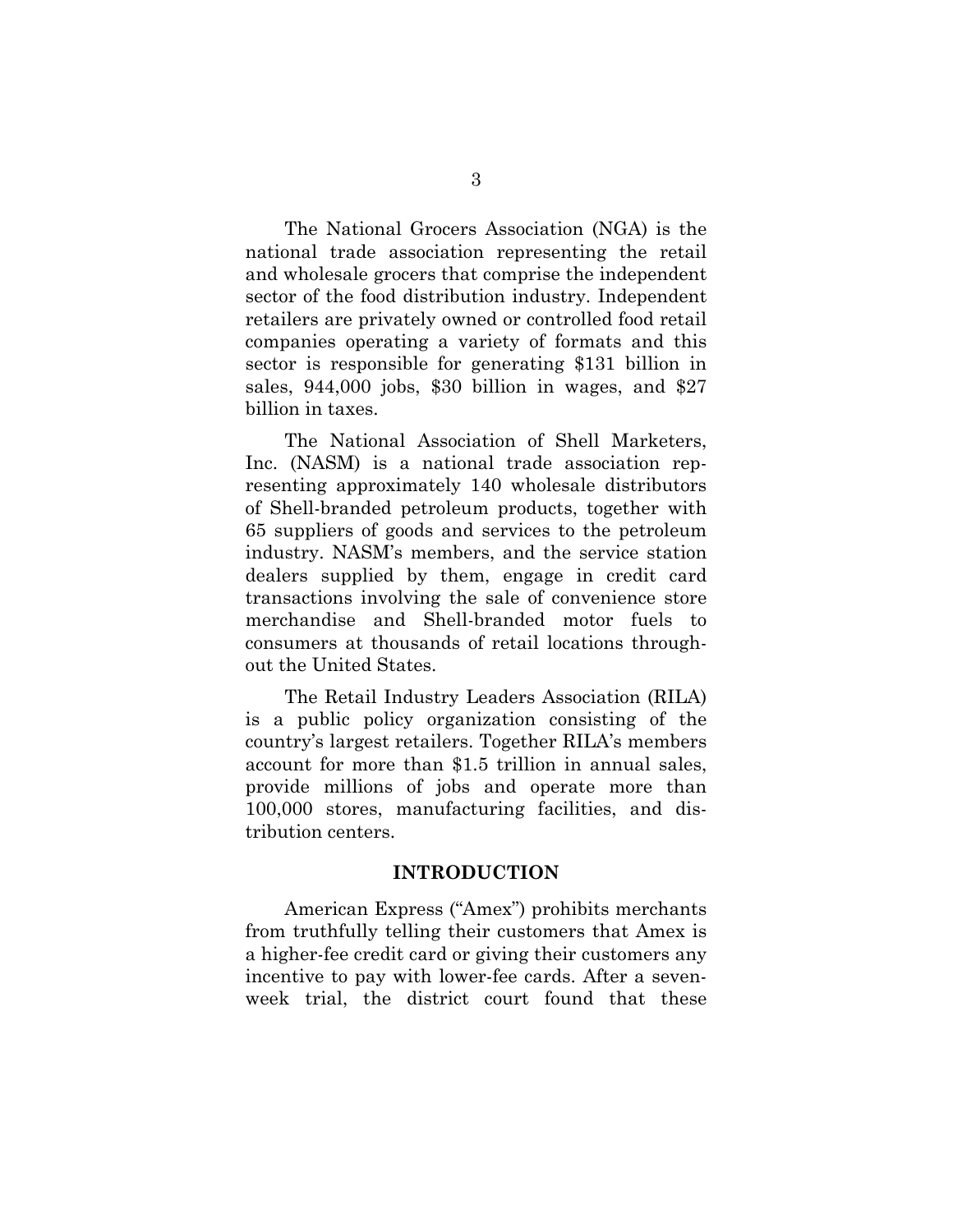The National Grocers Association (NGA) is the national trade association representing the retail and wholesale grocers that comprise the independent sector of the food distribution industry. Independent retailers are privately owned or controlled food retail companies operating a variety of formats and this sector is responsible for generating $131 billion in sales, 944,000 jobs, $30 billion in wages, and $27 billion in taxes.

The National Association of Shell Marketers, Inc. (NASM) is a national trade association representing approximately 140 wholesale distributors of Shell-branded petroleum products, together with 65 suppliers of goods and services to the petroleum industry. NASM's members, and the service station dealers supplied by them, engage in credit card transactions involving the sale of convenience store merchandise and Shell-branded motor fuels to consumers at thousands of retail locations throughout the United States.

The Retail Industry Leaders Association (RILA) is a public policy organization consisting of the country's largest retailers. Together RILA's members account for more than $1.5 trillion in annual sales, provide millions of jobs and operate more than 100,000 stores, manufacturing facilities, and distribution centers.

## INTRODUCTION

American Express ("Amex") prohibits merchants from truthfully telling their customers that Amex is a higher-fee credit card or giving their customers any incentive to pay with lower-fee cards. After a seven-week trial, the district court found that these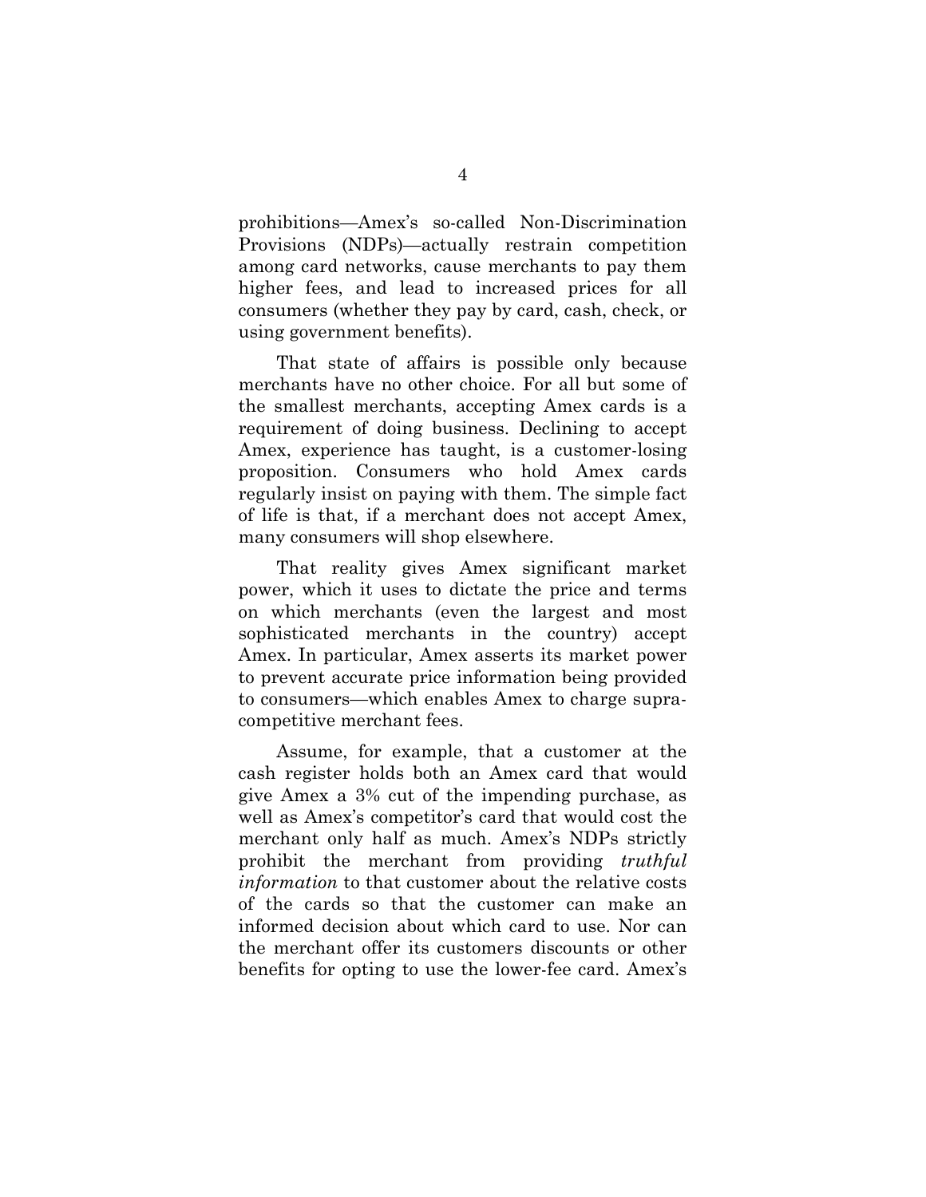prohibitions—Amex's so-called Non-Discrimination Provisions (NDPs)—actually restrain competition among card networks, cause merchants to pay them higher fees, and lead to increased prices for all consumers (whether they pay by card, cash, check, or using government benefits).

That state of affairs is possible only because merchants have no other choice. For all but some of the smallest merchants, accepting Amex cards is a requirement of doing business. Declining to accept Amex, experience has taught, is a customer-losing proposition. Consumers who hold Amex cards regularly insist on paying with them. The simple fact of life is that, if a merchant does not accept Amex, many consumers will shop elsewhere.

That reality gives Amex significant market power, which it uses to dictate the price and terms on which merchants (even the largest and most sophisticated merchants in the country) accept Amex. In particular, Amex asserts its market power to prevent accurate price information being provided to consumers—which enables Amex to charge supra-competitive merchant fees.

Assume, for example, that a customer at the cash register holds both an Amex card that would give Amex a 3% cut of the impending purchase, as well as Amex's competitor's card that would cost the merchant only half as much. Amex's NDPs strictly prohibit the merchant from providing *truthful information* to that customer about the relative costs of the cards so that the customer can make an informed decision about which card to use. Nor can the merchant offer its customers discounts or other benefits for opting to use the lower-fee card. Amex's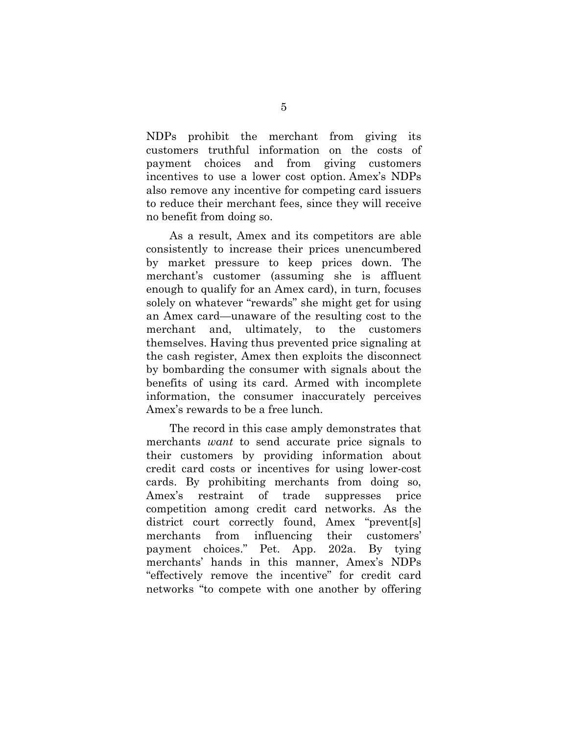NDPs prohibit the merchant from giving its customers truthful information on the costs of payment choices and from giving customers incentives to use a lower cost option. Amex's NDPs also remove any incentive for competing card issuers to reduce their merchant fees, since they will receive no benefit from doing so.

As a result, Amex and its competitors are able consistently to increase their prices unencumbered by market pressure to keep prices down. The merchant's customer (assuming she is affluent enough to qualify for an Amex card), in turn, focuses solely on whatever "rewards" she might get for using an Amex card—unaware of the resulting cost to the merchant and, ultimately, to the customers themselves. Having thus prevented price signaling at the cash register, Amex then exploits the disconnect by bombarding the consumer with signals about the benefits of using its card. Armed with incomplete information, the consumer inaccurately perceives Amex's rewards to be a free lunch.

The record in this case amply demonstrates that merchants *want* to send accurate price signals to their customers by providing information about credit card costs or incentives for using lower-cost cards. By prohibiting merchants from doing so, Amex's restraint of trade suppresses price competition among credit card networks. As the district court correctly found, Amex "prevent[s] merchants from influencing their customers' payment choices." Pet. App. 202a. By tying merchants' hands in this manner, Amex's NDPs "effectively remove the incentive" for credit card networks "to compete with one another by offering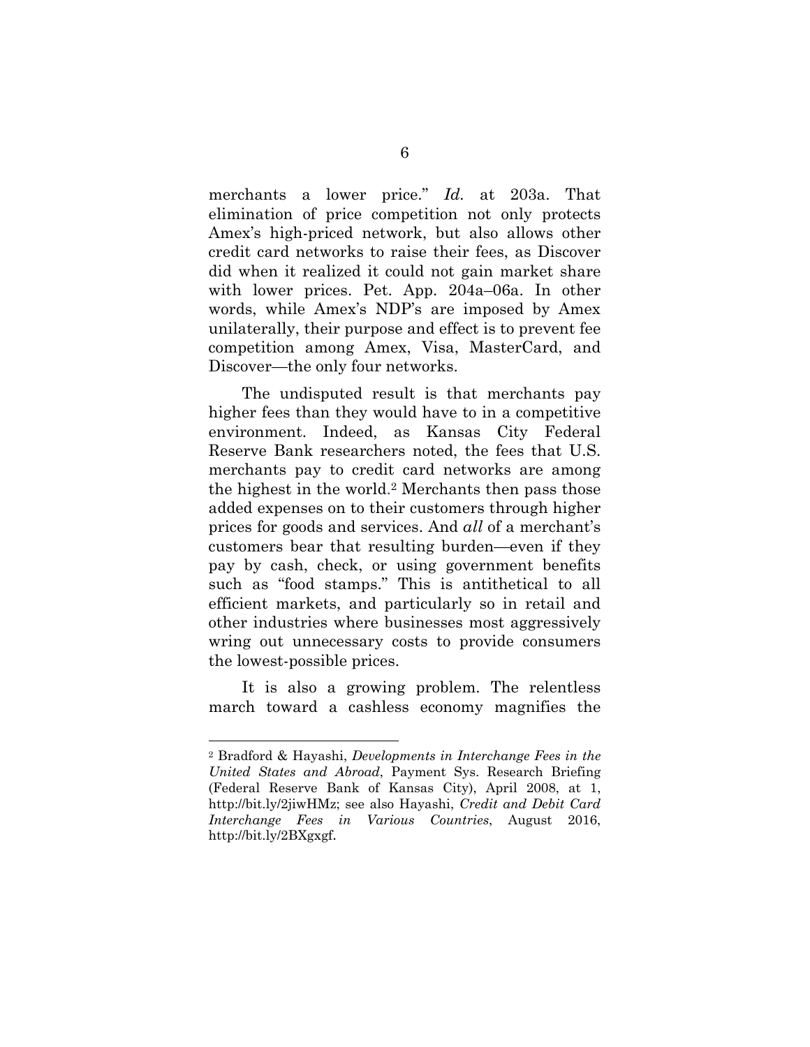merchants a lower price." *Id.* at 203a. That elimination of price competition not only protects Amex's high-priced network, but also allows other credit card networks to raise their fees, as Discover did when it realized it could not gain market share with lower prices. Pet. App. 204a–06a. In other words, while Amex's NDP's are imposed by Amex unilaterally, their purpose and effect is to prevent fee competition among Amex, Visa, MasterCard, and Discover—the only four networks.

The undisputed result is that merchants pay higher fees than they would have to in a competitive environment. Indeed, as Kansas City Federal Reserve Bank researchers noted, the fees that U.S. merchants pay to credit card networks are among the highest in the world.[2] Merchants then pass those added expenses on to their customers through higher prices for goods and services. And *all* of a merchant's customers bear that resulting burden—even if they pay by cash, check, or using government benefits such as "food stamps." This is antithetical to all efficient markets, and particularly so in retail and other industries where businesses most aggressively wring out unnecessary costs to provide consumers the lowest-possible prices.

It is also a growing problem. The relentless march toward a cashless economy magnifies the

---

[2] Bradford & Hayashi, *Developments in Interchange Fees in the United States and Abroad*, Payment Sys. Research Briefing (Federal Reserve Bank of Kansas City), April 2008, at 1, http://bit.ly/2jiwHMz; see also Hayashi, *Credit and Debit Card Interchange Fees in Various Countries*, August 2016, http://bit.ly/2BXgxgf.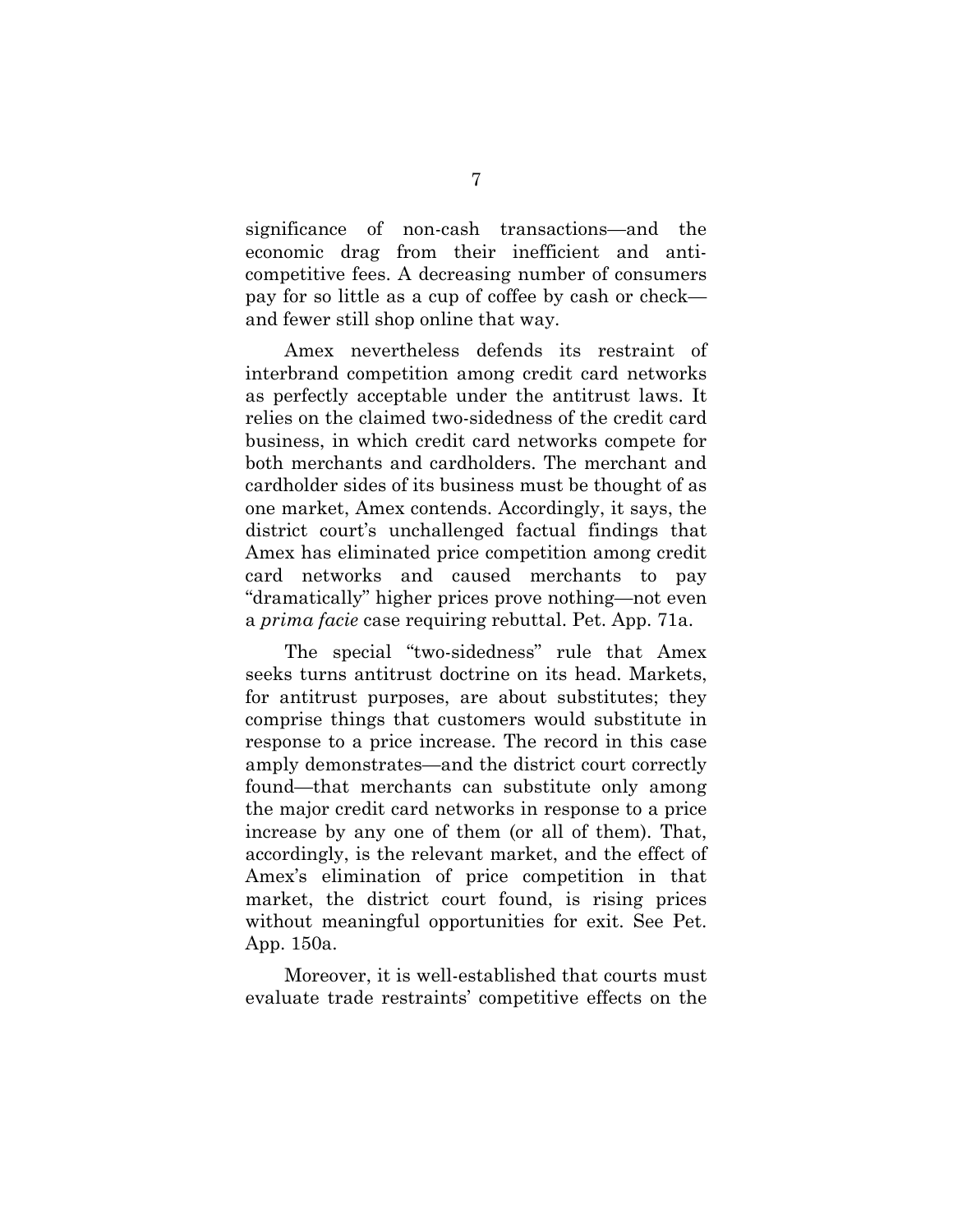significance of non-cash transactions—and the economic drag from their inefficient and anti-competitive fees. A decreasing number of consumers pay for so little as a cup of coffee by cash or check—and fewer still shop online that way.

Amex nevertheless defends its restraint of interbrand competition among credit card networks as perfectly acceptable under the antitrust laws. It relies on the claimed two-sidedness of the credit card business, in which credit card networks compete for both merchants and cardholders. The merchant and cardholder sides of its business must be thought of as one market, Amex contends. Accordingly, it says, the district court's unchallenged factual findings that Amex has eliminated price competition among credit card networks and caused merchants to pay "dramatically" higher prices prove nothing—not even a *prima facie* case requiring rebuttal. Pet. App. 71a.

The special "two-sidedness" rule that Amex seeks turns antitrust doctrine on its head. Markets, for antitrust purposes, are about substitutes; they comprise things that customers would substitute in response to a price increase. The record in this case amply demonstrates—and the district court correctly found—that merchants can substitute only among the major credit card networks in response to a price increase by any one of them (or all of them). That, accordingly, is the relevant market, and the effect of Amex's elimination of price competition in that market, the district court found, is rising prices without meaningful opportunities for exit. See Pet. App. 150a.

Moreover, it is well-established that courts must evaluate trade restraints' competitive effects on the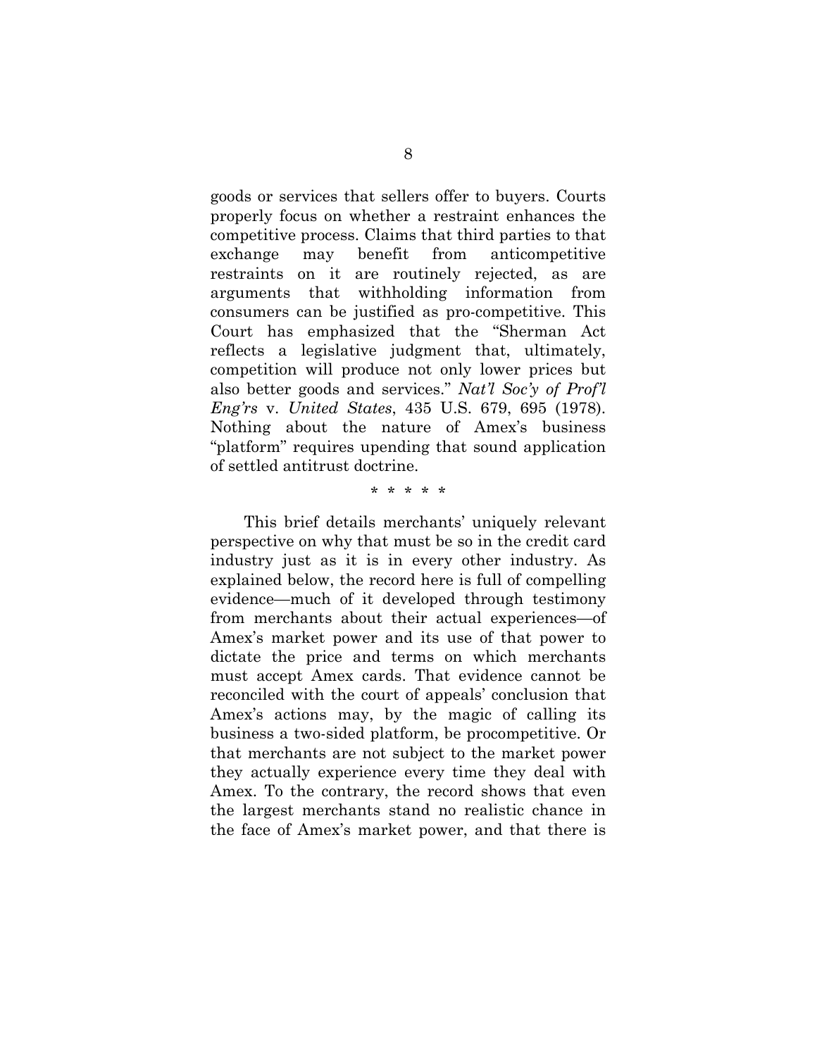goods or services that sellers offer to buyers. Courts properly focus on whether a restraint enhances the competitive process. Claims that third parties to that exchange may benefit from anticompetitive restraints on it are routinely rejected, as are arguments that withholding information from consumers can be justified as pro-competitive. This Court has emphasized that the "Sherman Act reflects a legislative judgment that, ultimately, competition will produce not only lower prices but also better goods and services." *Nat'l Soc'y of Prof'l Eng'rs* v. *United States*, 435 U.S. 679, 695 (1978). Nothing about the nature of Amex's business "platform" requires upending that sound application of settled antitrust doctrine.

\* \* \* \* \*

This brief details merchants' uniquely relevant perspective on why that must be so in the credit card industry just as it is in every other industry. As explained below, the record here is full of compelling evidence—much of it developed through testimony from merchants about their actual experiences—of Amex's market power and its use of that power to dictate the price and terms on which merchants must accept Amex cards. That evidence cannot be reconciled with the court of appeals' conclusion that Amex's actions may, by the magic of calling its business a two-sided platform, be procompetitive. Or that merchants are not subject to the market power they actually experience every time they deal with Amex. To the contrary, the record shows that even the largest merchants stand no realistic chance in the face of Amex's market power, and that there is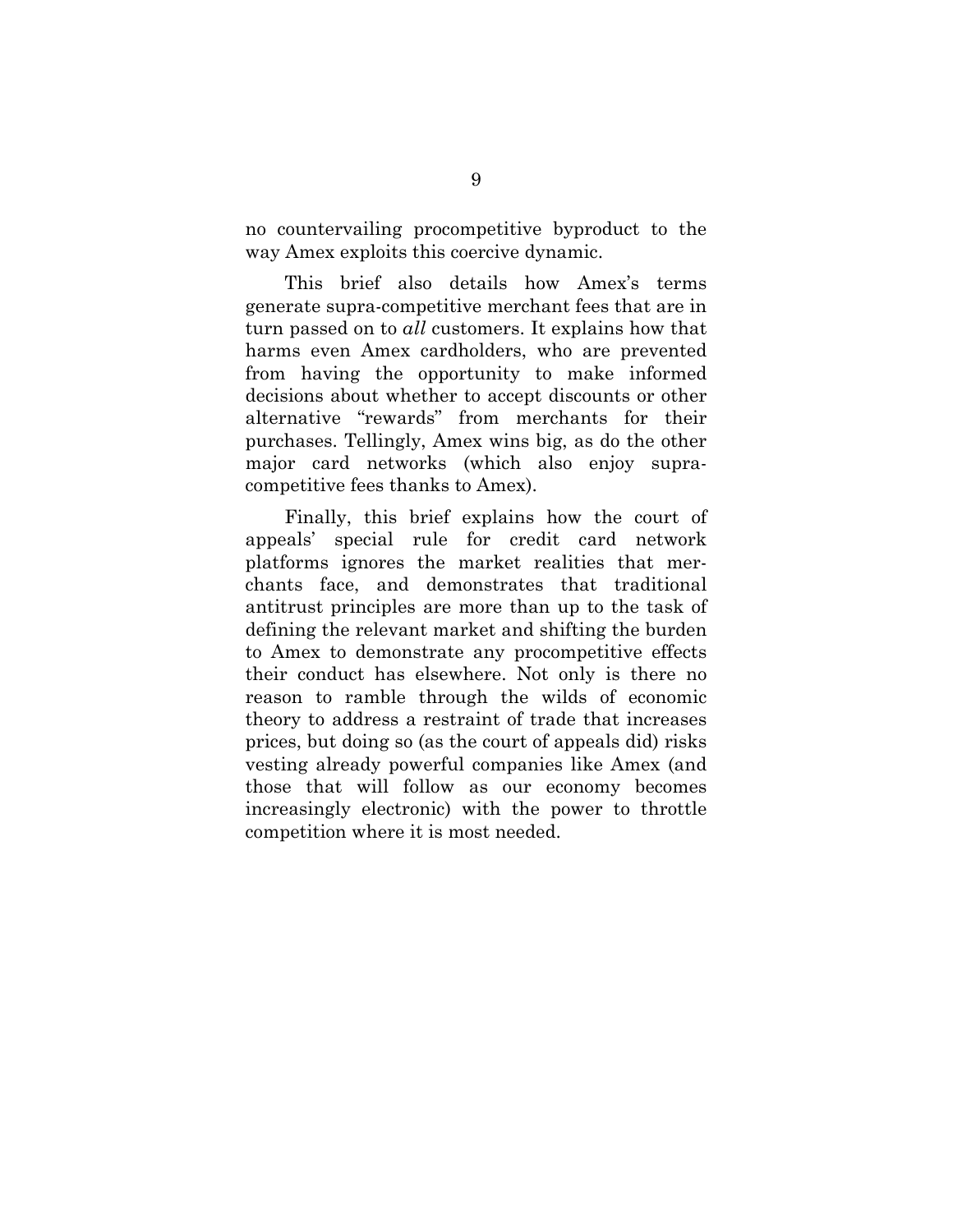no countervailing procompetitive byproduct to the way Amex exploits this coercive dynamic.

This brief also details how Amex's terms generate supra-competitive merchant fees that are in turn passed on to *all* customers. It explains how that harms even Amex cardholders, who are prevented from having the opportunity to make informed decisions about whether to accept discounts or other alternative "rewards" from merchants for their purchases. Tellingly, Amex wins big, as do the other major card networks (which also enjoy supra-competitive fees thanks to Amex).

Finally, this brief explains how the court of appeals' special rule for credit card network platforms ignores the market realities that merchants face, and demonstrates that traditional antitrust principles are more than up to the task of defining the relevant market and shifting the burden to Amex to demonstrate any procompetitive effects their conduct has elsewhere. Not only is there no reason to ramble through the wilds of economic theory to address a restraint of trade that increases prices, but doing so (as the court of appeals did) risks vesting already powerful companies like Amex (and those that will follow as our economy becomes increasingly electronic) with the power to throttle competition where it is most needed.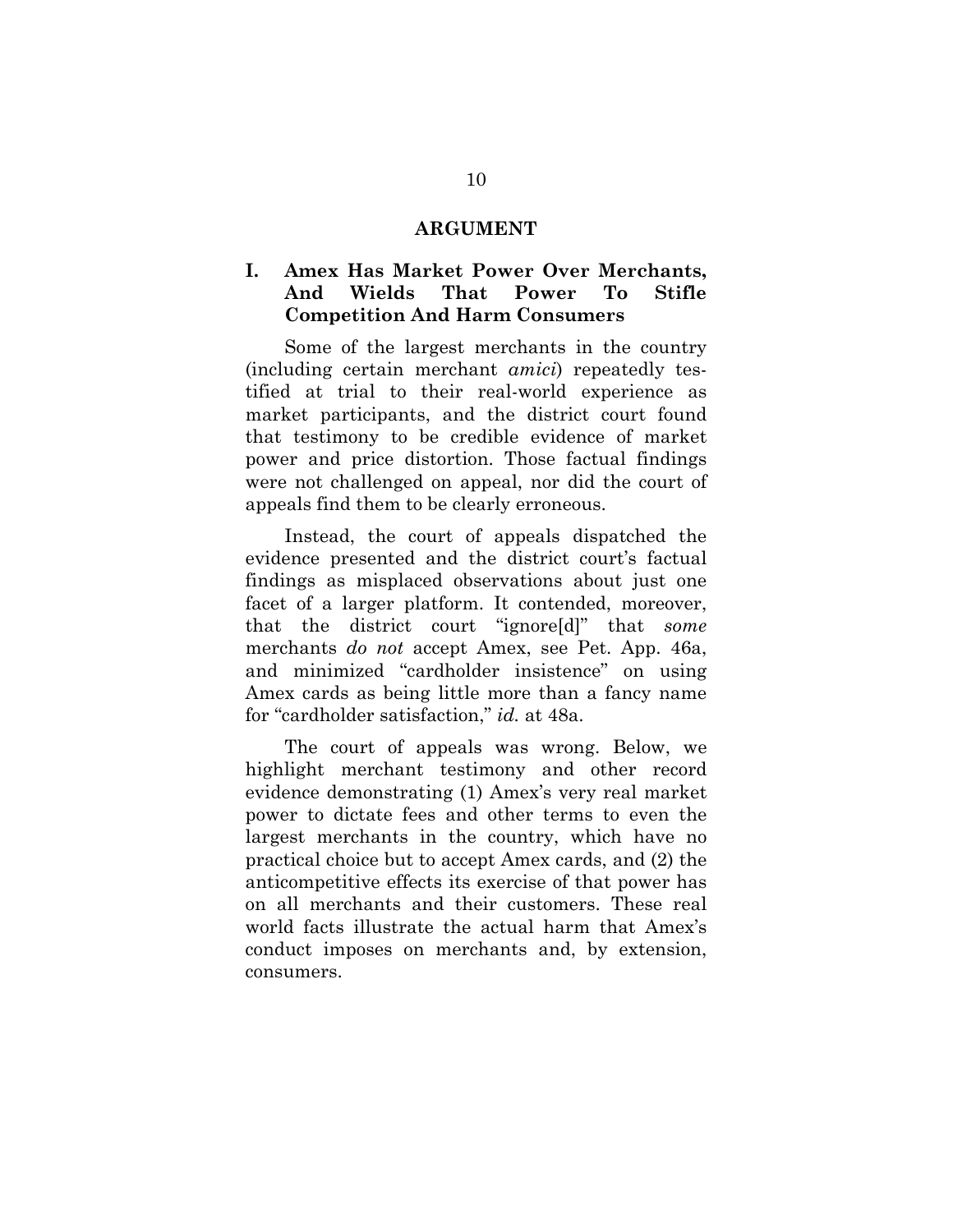## ARGUMENT

### I. Amex Has Market Power Over Merchants, And Wields That Power To Stifle Competition And Harm Consumers

Some of the largest merchants in the country (including certain merchant *amici*) repeatedly testified at trial to their real-world experience as market participants, and the district court found that testimony to be credible evidence of market power and price distortion. Those factual findings were not challenged on appeal, nor did the court of appeals find them to be clearly erroneous.

Instead, the court of appeals dispatched the evidence presented and the district court's factual findings as misplaced observations about just one facet of a larger platform. It contended, moreover, that the district court "ignore[d]" that *some* merchants *do not* accept Amex, see Pet. App. 46a, and minimized "cardholder insistence" on using Amex cards as being little more than a fancy name for "cardholder satisfaction," *id.* at 48a.

The court of appeals was wrong. Below, we highlight merchant testimony and other record evidence demonstrating (1) Amex's very real market power to dictate fees and other terms to even the largest merchants in the country, which have no practical choice but to accept Amex cards, and (2) the anticompetitive effects its exercise of that power has on all merchants and their customers. These real world facts illustrate the actual harm that Amex's conduct imposes on merchants and, by extension, consumers.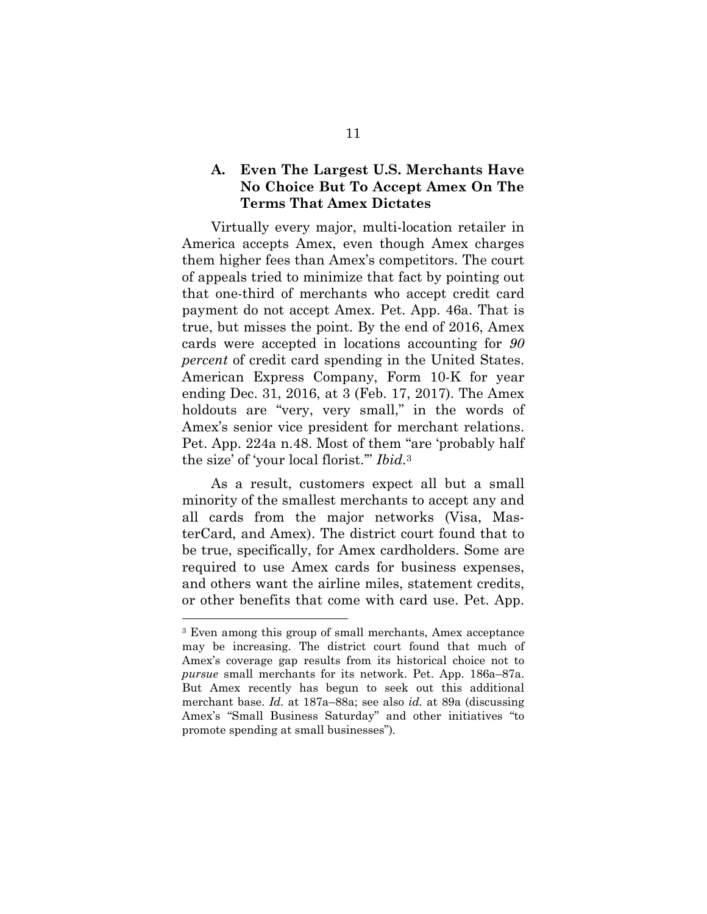### A. Even The Largest U.S. Merchants Have No Choice But To Accept Amex On The Terms That Amex Dictates

Virtually every major, multi-location retailer in America accepts Amex, even though Amex charges them higher fees than Amex's competitors. The court of appeals tried to minimize that fact by pointing out that one-third of merchants who accept credit card payment do not accept Amex. Pet. App. 46a. That is true, but misses the point. By the end of 2016, Amex cards were accepted in locations accounting for *90 percent* of credit card spending in the United States. American Express Company, Form 10-K for year ending Dec. 31, 2016, at 3 (Feb. 17, 2017). The Amex holdouts are "very, very small," in the words of Amex's senior vice president for merchant relations. Pet. App. 224a n.48. Most of them "are 'probably half the size' of 'your local florist.'" *Ibid.*[3]

As a result, customers expect all but a small minority of the smallest merchants to accept any and all cards from the major networks (Visa, MasterCard, and Amex). The district court found that to be true, specifically, for Amex cardholders. Some are required to use Amex cards for business expenses, and others want the airline miles, statement credits, or other benefits that come with card use. Pet. App.

---

[3] Even among this group of small merchants, Amex acceptance may be increasing. The district court found that much of Amex's coverage gap results from its historical choice not to *pursue* small merchants for its network. Pet. App. 186a–87a. But Amex recently has begun to seek out this additional merchant base. *Id.* at 187a–88a; see also *id.* at 89a (discussing Amex's "Small Business Saturday" and other initiatives "to promote spending at small businesses").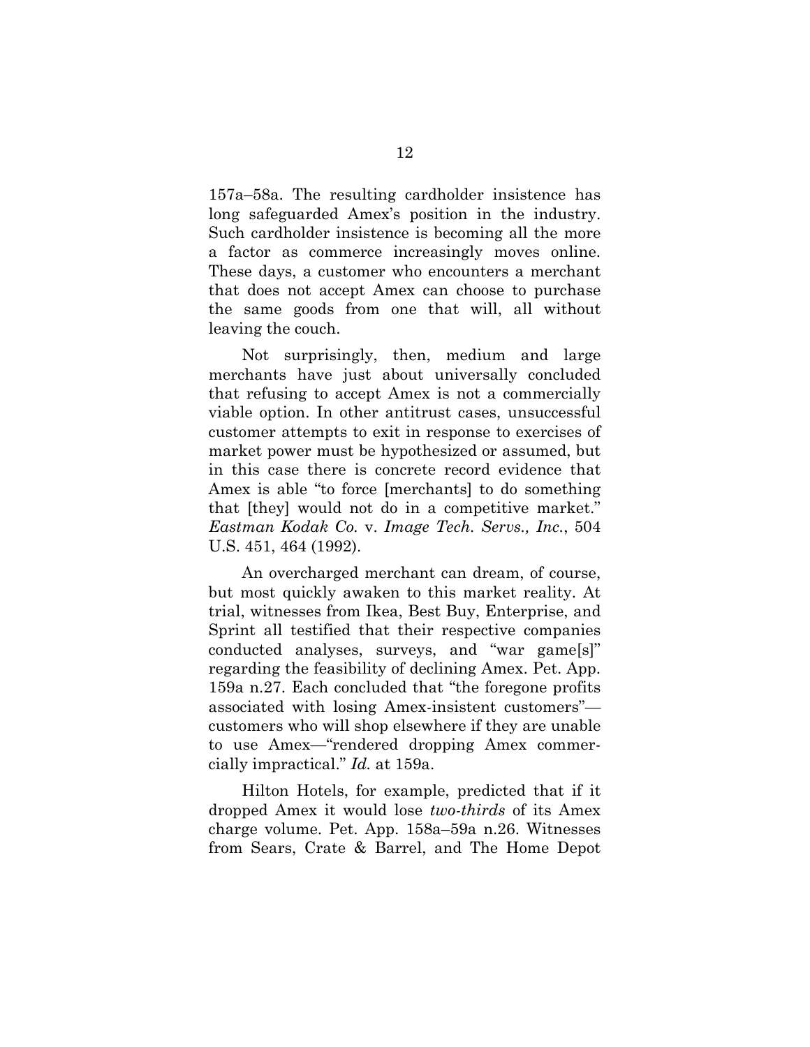157a–58a. The resulting cardholder insistence has long safeguarded Amex's position in the industry. Such cardholder insistence is becoming all the more a factor as commerce increasingly moves online. These days, a customer who encounters a merchant that does not accept Amex can choose to purchase the same goods from one that will, all without leaving the couch.

Not surprisingly, then, medium and large merchants have just about universally concluded that refusing to accept Amex is not a commercially viable option. In other antitrust cases, unsuccessful customer attempts to exit in response to exercises of market power must be hypothesized or assumed, but in this case there is concrete record evidence that Amex is able "to force [merchants] to do something that [they] would not do in a competitive market." *Eastman Kodak Co.* v. *Image Tech. Servs., Inc.*, 504 U.S. 451, 464 (1992).

An overcharged merchant can dream, of course, but most quickly awaken to this market reality. At trial, witnesses from Ikea, Best Buy, Enterprise, and Sprint all testified that their respective companies conducted analyses, surveys, and "war game[s]" regarding the feasibility of declining Amex. Pet. App. 159a n.27. Each concluded that "the foregone profits associated with losing Amex-insistent customers"—customers who will shop elsewhere if they are unable to use Amex—"rendered dropping Amex commercially impractical." *Id.* at 159a.

Hilton Hotels, for example, predicted that if it dropped Amex it would lose *two-thirds* of its Amex charge volume. Pet. App. 158a–59a n.26. Witnesses from Sears, Crate & Barrel, and The Home Depot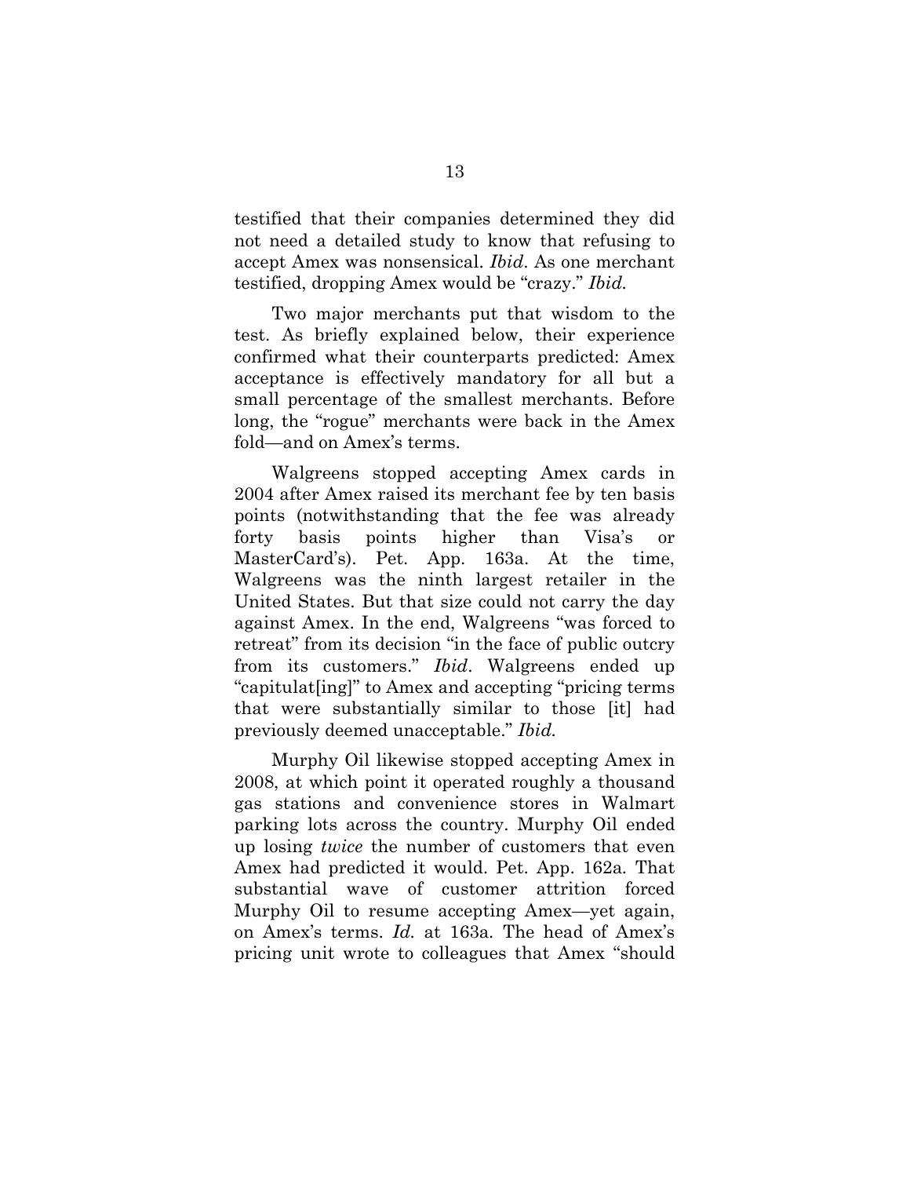testified that their companies determined they did not need a detailed study to know that refusing to accept Amex was nonsensical. *Ibid*. As one merchant testified, dropping Amex would be "crazy." *Ibid.*

Two major merchants put that wisdom to the test. As briefly explained below, their experience confirmed what their counterparts predicted: Amex acceptance is effectively mandatory for all but a small percentage of the smallest merchants. Before long, the "rogue" merchants were back in the Amex fold—and on Amex's terms.

Walgreens stopped accepting Amex cards in 2004 after Amex raised its merchant fee by ten basis points (notwithstanding that the fee was already forty basis points higher than Visa's or MasterCard's). Pet. App. 163a. At the time, Walgreens was the ninth largest retailer in the United States. But that size could not carry the day against Amex. In the end, Walgreens "was forced to retreat" from its decision "in the face of public outcry from its customers." *Ibid*. Walgreens ended up "capitulat[ing]" to Amex and accepting "pricing terms that were substantially similar to those [it] had previously deemed unacceptable." *Ibid.*

Murphy Oil likewise stopped accepting Amex in 2008, at which point it operated roughly a thousand gas stations and convenience stores in Walmart parking lots across the country. Murphy Oil ended up losing *twice* the number of customers that even Amex had predicted it would. Pet. App. 162a. That substantial wave of customer attrition forced Murphy Oil to resume accepting Amex—yet again, on Amex's terms. *Id.* at 163a. The head of Amex's pricing unit wrote to colleagues that Amex "should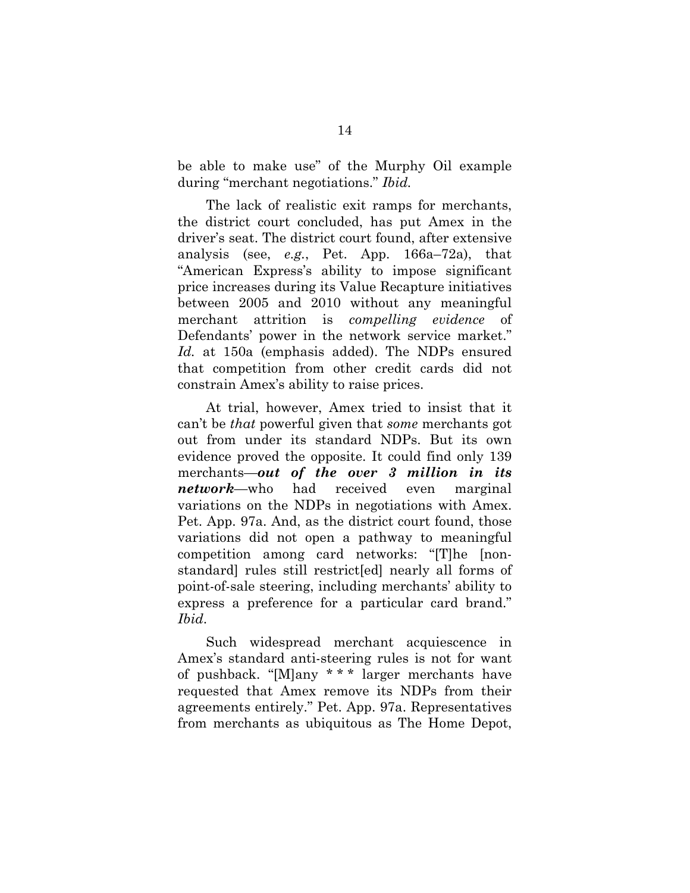be able to make use" of the Murphy Oil example during "merchant negotiations." *Ibid.*

The lack of realistic exit ramps for merchants, the district court concluded, has put Amex in the driver's seat. The district court found, after extensive analysis (see, *e.g.*, Pet. App. 166a–72a), that "American Express's ability to impose significant price increases during its Value Recapture initiatives between 2005 and 2010 without any meaningful merchant attrition is *compelling evidence* of Defendants' power in the network service market." *Id.* at 150a (emphasis added). The NDPs ensured that competition from other credit cards did not constrain Amex's ability to raise prices.

At trial, however, Amex tried to insist that it can't be *that* powerful given that *some* merchants got out from under its standard NDPs. But its own evidence proved the opposite. It could find only 139 merchants—***out of the over 3 million in its network***—who had received even marginal variations on the NDPs in negotiations with Amex. Pet. App. 97a. And, as the district court found, those variations did not open a pathway to meaningful competition among card networks: "[T]he [non-standard] rules still restrict[ed] nearly all forms of point-of-sale steering, including merchants' ability to express a preference for a particular card brand." *Ibid.*

Such widespread merchant acquiescence in Amex's standard anti-steering rules is not for want of pushback. "[M]any * * * larger merchants have requested that Amex remove its NDPs from their agreements entirely." Pet. App. 97a. Representatives from merchants as ubiquitous as The Home Depot,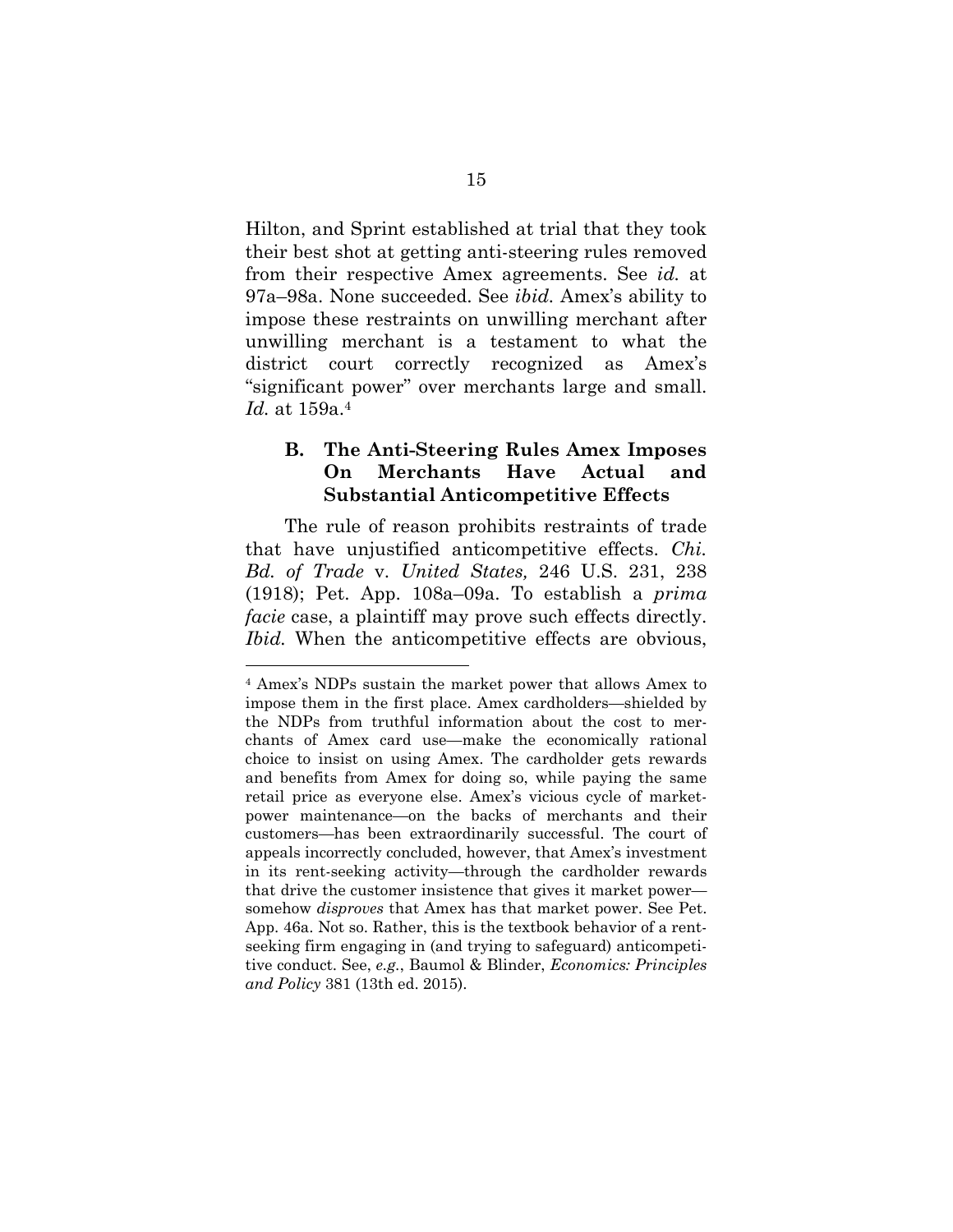Hilton, and Sprint established at trial that they took their best shot at getting anti-steering rules removed from their respective Amex agreements. See *id.* at 97a–98a. None succeeded. See *ibid.* Amex's ability to impose these restraints on unwilling merchant after unwilling merchant is a testament to what the district court correctly recognized as Amex's "significant power" over merchants large and small. *Id.* at 159a.[4]

### B. The Anti-Steering Rules Amex Imposes On Merchants Have Actual and Substantial Anticompetitive Effects

The rule of reason prohibits restraints of trade that have unjustified anticompetitive effects. *Chi. Bd. of Trade* v. *United States,* 246 U.S. 231, 238 (1918); Pet. App. 108a–09a. To establish a *prima facie* case, a plaintiff may prove such effects directly. *Ibid.* When the anticompetitive effects are obvious,

---

[4] Amex's NDPs sustain the market power that allows Amex to impose them in the first place. Amex cardholders—shielded by the NDPs from truthful information about the cost to merchants of Amex card use—make the economically rational choice to insist on using Amex. The cardholder gets rewards and benefits from Amex for doing so, while paying the same retail price as everyone else. Amex's vicious cycle of market-power maintenance—on the backs of merchants and their customers—has been extraordinarily successful. The court of appeals incorrectly concluded, however, that Amex's investment in its rent-seeking activity—through the cardholder rewards that drive the customer insistence that gives it market power—somehow *disproves* that Amex has that market power. See Pet. App. 46a. Not so. Rather, this is the textbook behavior of a rent-seeking firm engaging in (and trying to safeguard) anticompetitive conduct. See, *e.g.*, Baumol & Blinder, *Economics: Principles and Policy* 381 (13th ed. 2015).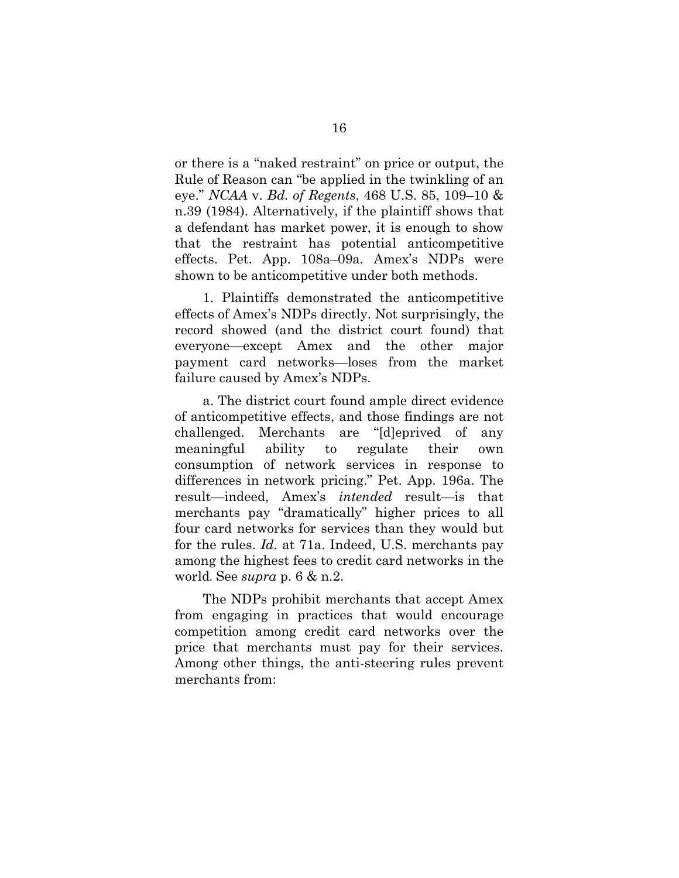or there is a "naked restraint" on price or output, the Rule of Reason can "be applied in the twinkling of an eye." *NCAA* v. *Bd. of Regents*, 468 U.S. 85, 109–10 & n.39 (1984). Alternatively, if the plaintiff shows that a defendant has market power, it is enough to show that the restraint has potential anticompetitive effects. Pet. App. 108a–09a. Amex's NDPs were shown to be anticompetitive under both methods.

1. Plaintiffs demonstrated the anticompetitive effects of Amex's NDPs directly. Not surprisingly, the record showed (and the district court found) that everyone—except Amex and the other major payment card networks—loses from the market failure caused by Amex's NDPs.

a. The district court found ample direct evidence of anticompetitive effects, and those findings are not challenged. Merchants are "[d]eprived of any meaningful ability to regulate their own consumption of network services in response to differences in network pricing." Pet. App. 196a. The result—indeed, Amex's *intended* result—is that merchants pay "dramatically" higher prices to all four card networks for services than they would but for the rules. *Id.* at 71a. Indeed, U.S. merchants pay among the highest fees to credit card networks in the world. See *supra* p. 6 & n.2.

The NDPs prohibit merchants that accept Amex from engaging in practices that would encourage competition among credit card networks over the price that merchants must pay for their services. Among other things, the anti-steering rules prevent merchants from: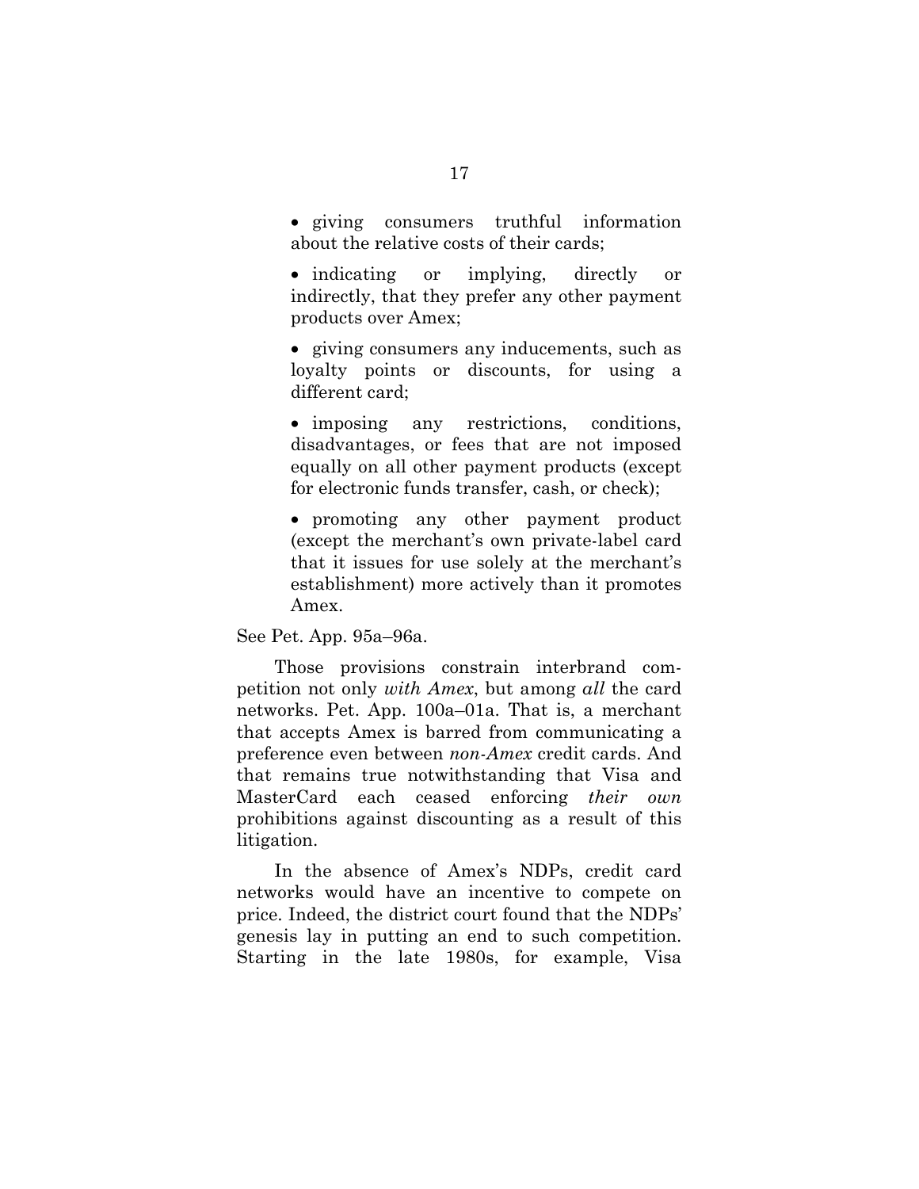- giving consumers truthful information about the relative costs of their cards;
- indicating or implying, directly or indirectly, that they prefer any other payment products over Amex;
- giving consumers any inducements, such as loyalty points or discounts, for using a different card;
- imposing any restrictions, conditions, disadvantages, or fees that are not imposed equally on all other payment products (except for electronic funds transfer, cash, or check);
- promoting any other payment product (except the merchant's own private-label card that it issues for use solely at the merchant's establishment) more actively than it promotes Amex.

See Pet. App. 95a–96a.

Those provisions constrain interbrand competition not only *with Amex*, but among *all* the card networks. Pet. App. 100a–01a. That is, a merchant that accepts Amex is barred from communicating a preference even between *non-Amex* credit cards. And that remains true notwithstanding that Visa and MasterCard each ceased enforcing *their own* prohibitions against discounting as a result of this litigation.

In the absence of Amex's NDPs, credit card networks would have an incentive to compete on price. Indeed, the district court found that the NDPs' genesis lay in putting an end to such competition. Starting in the late 1980s, for example, Visa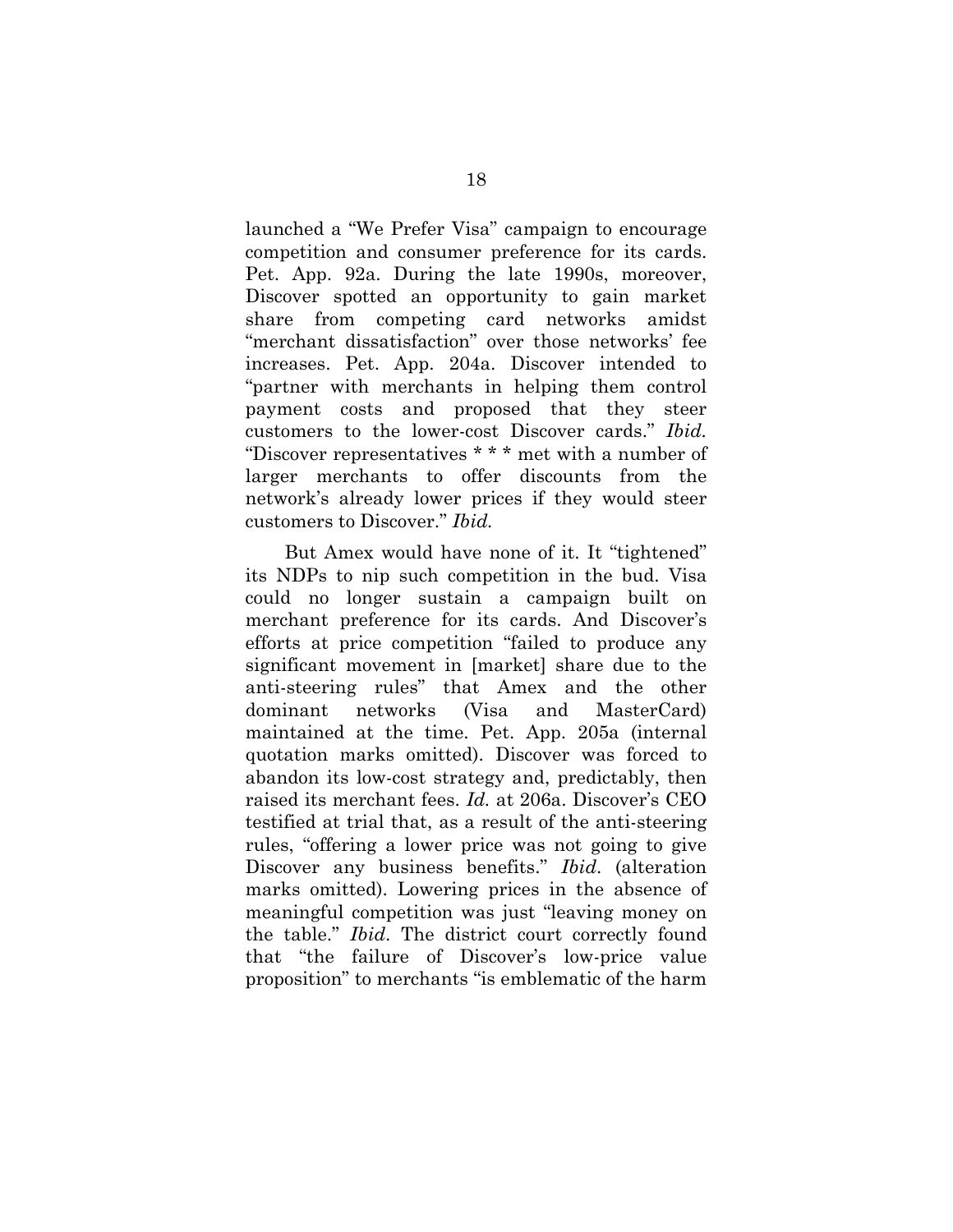launched a "We Prefer Visa" campaign to encourage competition and consumer preference for its cards. Pet. App. 92a. During the late 1990s, moreover, Discover spotted an opportunity to gain market share from competing card networks amidst "merchant dissatisfaction" over those networks' fee increases. Pet. App. 204a. Discover intended to "partner with merchants in helping them control payment costs and proposed that they steer customers to the lower-cost Discover cards." *Ibid.* "Discover representatives * * * met with a number of larger merchants to offer discounts from the network's already lower prices if they would steer customers to Discover." *Ibid.*

But Amex would have none of it. It "tightened" its NDPs to nip such competition in the bud. Visa could no longer sustain a campaign built on merchant preference for its cards. And Discover's efforts at price competition "failed to produce any significant movement in [market] share due to the anti-steering rules" that Amex and the other dominant networks (Visa and MasterCard) maintained at the time. Pet. App. 205a (internal quotation marks omitted). Discover was forced to abandon its low-cost strategy and, predictably, then raised its merchant fees. *Id.* at 206a. Discover's CEO testified at trial that, as a result of the anti-steering rules, "offering a lower price was not going to give Discover any business benefits." *Ibid.* (alteration marks omitted). Lowering prices in the absence of meaningful competition was just "leaving money on the table." *Ibid.* The district court correctly found that "the failure of Discover's low-price value proposition" to merchants "is emblematic of the harm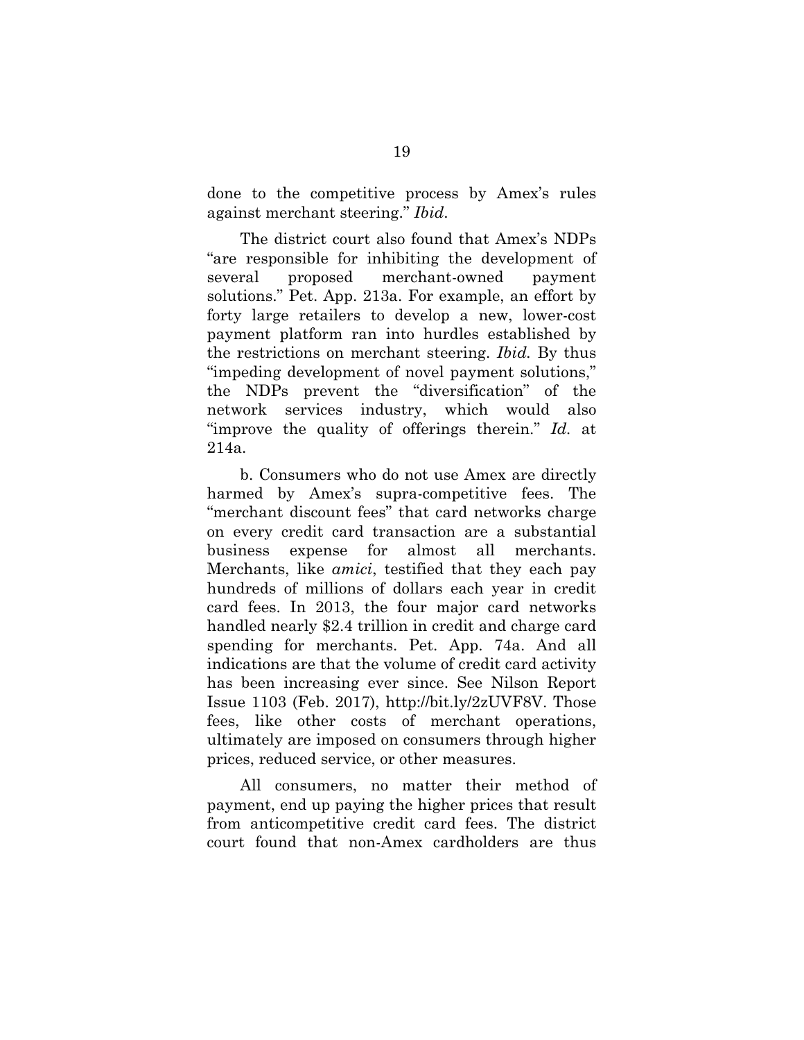done to the competitive process by Amex's rules against merchant steering." *Ibid*.

The district court also found that Amex's NDPs "are responsible for inhibiting the development of several proposed merchant-owned payment solutions." Pet. App. 213a. For example, an effort by forty large retailers to develop a new, lower-cost payment platform ran into hurdles established by the restrictions on merchant steering. *Ibid.* By thus "impeding development of novel payment solutions," the NDPs prevent the "diversification" of the network services industry, which would also "improve the quality of offerings therein." *Id.* at 214a.

b. Consumers who do not use Amex are directly harmed by Amex's supra-competitive fees. The "merchant discount fees" that card networks charge on every credit card transaction are a substantial business expense for almost all merchants. Merchants, like *amici*, testified that they each pay hundreds of millions of dollars each year in credit card fees. In 2013, the four major card networks handled nearly $2.4 trillion in credit and charge card spending for merchants. Pet. App. 74a. And all indications are that the volume of credit card activity has been increasing ever since. See Nilson Report Issue 1103 (Feb. 2017), http://bit.ly/2zUVF8V. Those fees, like other costs of merchant operations, ultimately are imposed on consumers through higher prices, reduced service, or other measures.

All consumers, no matter their method of payment, end up paying the higher prices that result from anticompetitive credit card fees. The district court found that non-Amex cardholders are thus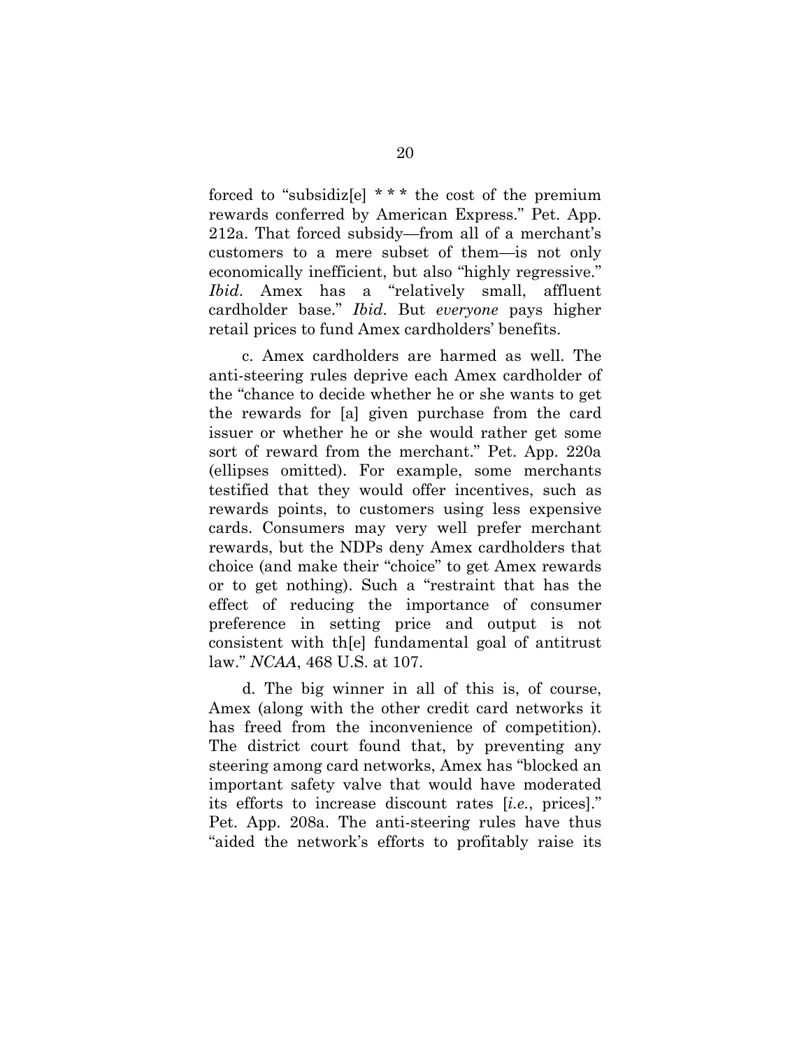forced to "subsidiz[e] * * * the cost of the premium rewards conferred by American Express." Pet. App. 212a. That forced subsidy—from all of a merchant's customers to a mere subset of them—is not only economically inefficient, but also "highly regressive." *Ibid*. Amex has a "relatively small, affluent cardholder base." *Ibid*. But *everyone* pays higher retail prices to fund Amex cardholders' benefits.

c. Amex cardholders are harmed as well. The anti-steering rules deprive each Amex cardholder of the "chance to decide whether he or she wants to get the rewards for [a] given purchase from the card issuer or whether he or she would rather get some sort of reward from the merchant." Pet. App. 220a (ellipses omitted). For example, some merchants testified that they would offer incentives, such as rewards points, to customers using less expensive cards. Consumers may very well prefer merchant rewards, but the NDPs deny Amex cardholders that choice (and make their "choice" to get Amex rewards or to get nothing). Such a "restraint that has the effect of reducing the importance of consumer preference in setting price and output is not consistent with th[e] fundamental goal of antitrust law." *NCAA*, 468 U.S. at 107.

d. The big winner in all of this is, of course, Amex (along with the other credit card networks it has freed from the inconvenience of competition). The district court found that, by preventing any steering among card networks, Amex has "blocked an important safety valve that would have moderated its efforts to increase discount rates [*i.e.*, prices]." Pet. App. 208a. The anti-steering rules have thus "aided the network's efforts to profitably raise its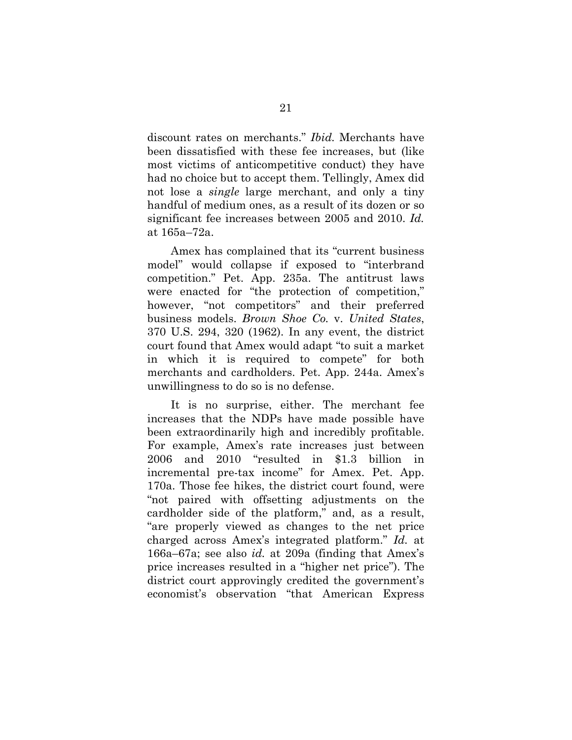discount rates on merchants." *Ibid.* Merchants have been dissatisfied with these fee increases, but (like most victims of anticompetitive conduct) they have had no choice but to accept them. Tellingly, Amex did not lose a *single* large merchant, and only a tiny handful of medium ones, as a result of its dozen or so significant fee increases between 2005 and 2010. *Id.* at 165a–72a.

Amex has complained that its "current business model" would collapse if exposed to "interbrand competition." Pet. App. 235a. The antitrust laws were enacted for "the protection of competition," however, "not competitors" and their preferred business models. *Brown Shoe Co.* v. *United States*, 370 U.S. 294, 320 (1962). In any event, the district court found that Amex would adapt "to suit a market in which it is required to compete" for both merchants and cardholders. Pet. App. 244a. Amex's unwillingness to do so is no defense.

It is no surprise, either. The merchant fee increases that the NDPs have made possible have been extraordinarily high and incredibly profitable. For example, Amex's rate increases just between 2006 and 2010 "resulted in $1.3 billion in incremental pre-tax income" for Amex. Pet. App. 170a. Those fee hikes, the district court found, were "not paired with offsetting adjustments on the cardholder side of the platform," and, as a result, "are properly viewed as changes to the net price charged across Amex's integrated platform." *Id.* at 166a–67a; see also *id.* at 209a (finding that Amex's price increases resulted in a "higher net price"). The district court approvingly credited the government's economist's observation "that American Express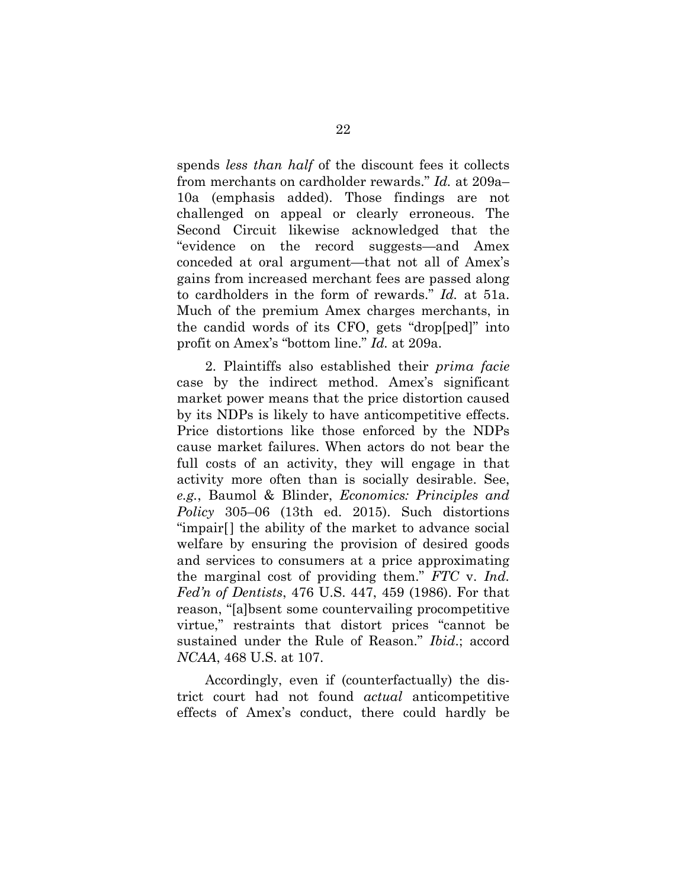spends *less than half* of the discount fees it collects from merchants on cardholder rewards." *Id.* at 209a–10a (emphasis added). Those findings are not challenged on appeal or clearly erroneous. The Second Circuit likewise acknowledged that the "evidence on the record suggests—and Amex conceded at oral argument—that not all of Amex's gains from increased merchant fees are passed along to cardholders in the form of rewards." *Id.* at 51a. Much of the premium Amex charges merchants, in the candid words of its CFO, gets "drop[ped]" into profit on Amex's "bottom line." *Id.* at 209a.

2. Plaintiffs also established their *prima facie* case by the indirect method. Amex's significant market power means that the price distortion caused by its NDPs is likely to have anticompetitive effects. Price distortions like those enforced by the NDPs cause market failures. When actors do not bear the full costs of an activity, they will engage in that activity more often than is socially desirable. See, *e.g.*, Baumol & Blinder, *Economics: Principles and Policy* 305–06 (13th ed. 2015). Such distortions "impair[] the ability of the market to advance social welfare by ensuring the provision of desired goods and services to consumers at a price approximating the marginal cost of providing them." *FTC* v. *Ind. Fed'n of Dentists*, 476 U.S. 447, 459 (1986). For that reason, "[a]bsent some countervailing procompetitive virtue," restraints that distort prices "cannot be sustained under the Rule of Reason." *Ibid.*; accord *NCAA*, 468 U.S. at 107.

Accordingly, even if (counterfactually) the district court had not found *actual* anticompetitive effects of Amex's conduct, there could hardly be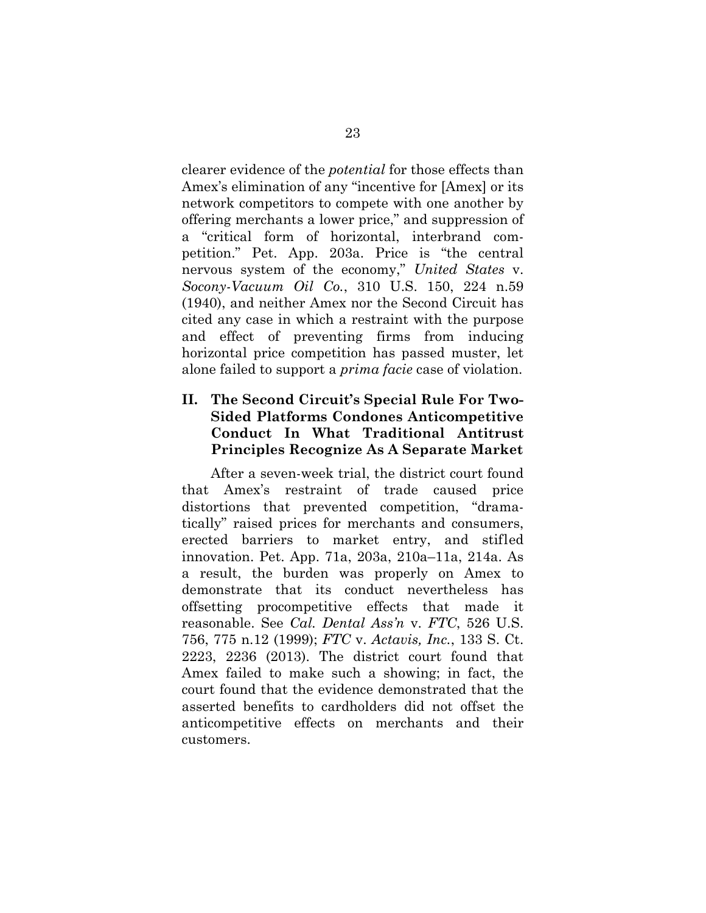clearer evidence of the *potential* for those effects than Amex's elimination of any "incentive for [Amex] or its network competitors to compete with one another by offering merchants a lower price," and suppression of a "critical form of horizontal, interbrand competition." Pet. App. 203a. Price is "the central nervous system of the economy," *United States* v. *Socony-Vacuum Oil Co.*, 310 U.S. 150, 224 n.59 (1940), and neither Amex nor the Second Circuit has cited any case in which a restraint with the purpose and effect of preventing firms from inducing horizontal price competition has passed muster, let alone failed to support a *prima facie* case of violation.

## II. The Second Circuit's Special Rule For Two-Sided Platforms Condones Anticompetitive Conduct In What Traditional Antitrust Principles Recognize As A Separate Market

After a seven-week trial, the district court found that Amex's restraint of trade caused price distortions that prevented competition, "dramatically" raised prices for merchants and consumers, erected barriers to market entry, and stifled innovation. Pet. App. 71a, 203a, 210a–11a, 214a. As a result, the burden was properly on Amex to demonstrate that its conduct nevertheless has offsetting procompetitive effects that made it reasonable. See *Cal. Dental Ass'n* v. *FTC*, 526 U.S. 756, 775 n.12 (1999); *FTC* v. *Actavis, Inc.*, 133 S. Ct. 2223, 2236 (2013). The district court found that Amex failed to make such a showing; in fact, the court found that the evidence demonstrated that the asserted benefits to cardholders did not offset the anticompetitive effects on merchants and their customers.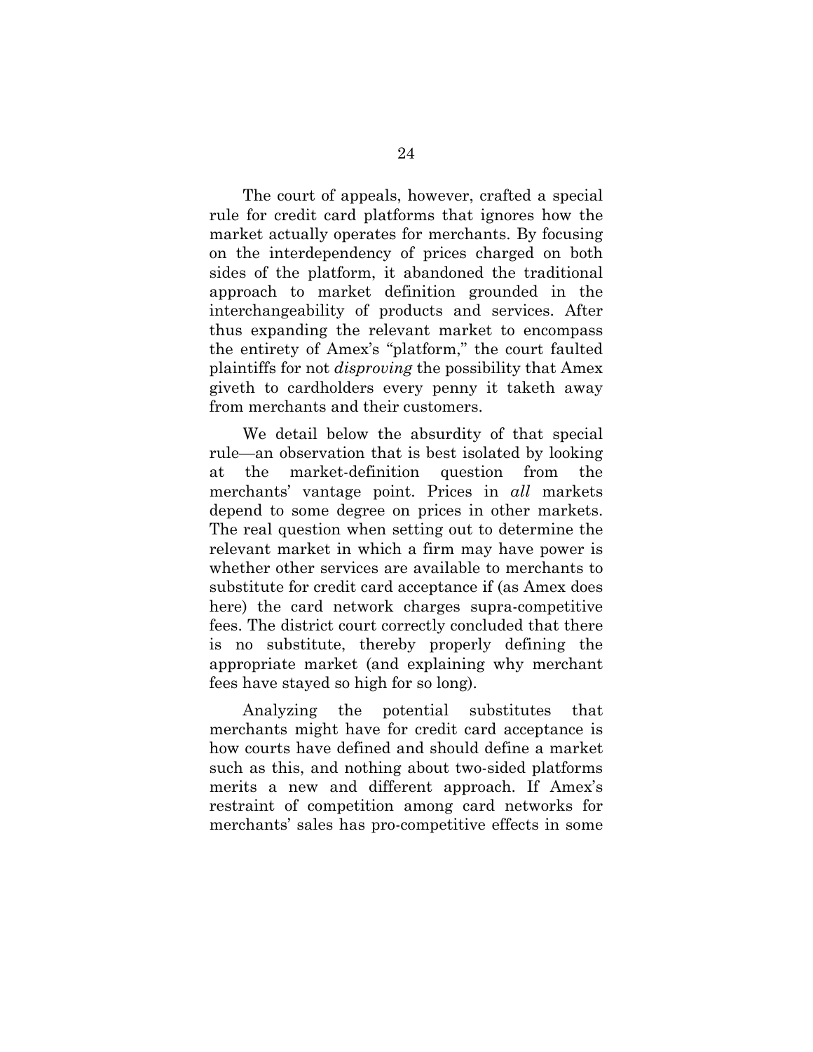The court of appeals, however, crafted a special rule for credit card platforms that ignores how the market actually operates for merchants. By focusing on the interdependency of prices charged on both sides of the platform, it abandoned the traditional approach to market definition grounded in the interchangeability of products and services. After thus expanding the relevant market to encompass the entirety of Amex's "platform," the court faulted plaintiffs for not *disproving* the possibility that Amex giveth to cardholders every penny it taketh away from merchants and their customers.

We detail below the absurdity of that special rule—an observation that is best isolated by looking at the market-definition question from the merchants' vantage point. Prices in *all* markets depend to some degree on prices in other markets. The real question when setting out to determine the relevant market in which a firm may have power is whether other services are available to merchants to substitute for credit card acceptance if (as Amex does here) the card network charges supra-competitive fees. The district court correctly concluded that there is no substitute, thereby properly defining the appropriate market (and explaining why merchant fees have stayed so high for so long).

Analyzing the potential substitutes that merchants might have for credit card acceptance is how courts have defined and should define a market such as this, and nothing about two-sided platforms merits a new and different approach. If Amex's restraint of competition among card networks for merchants' sales has pro-competitive effects in some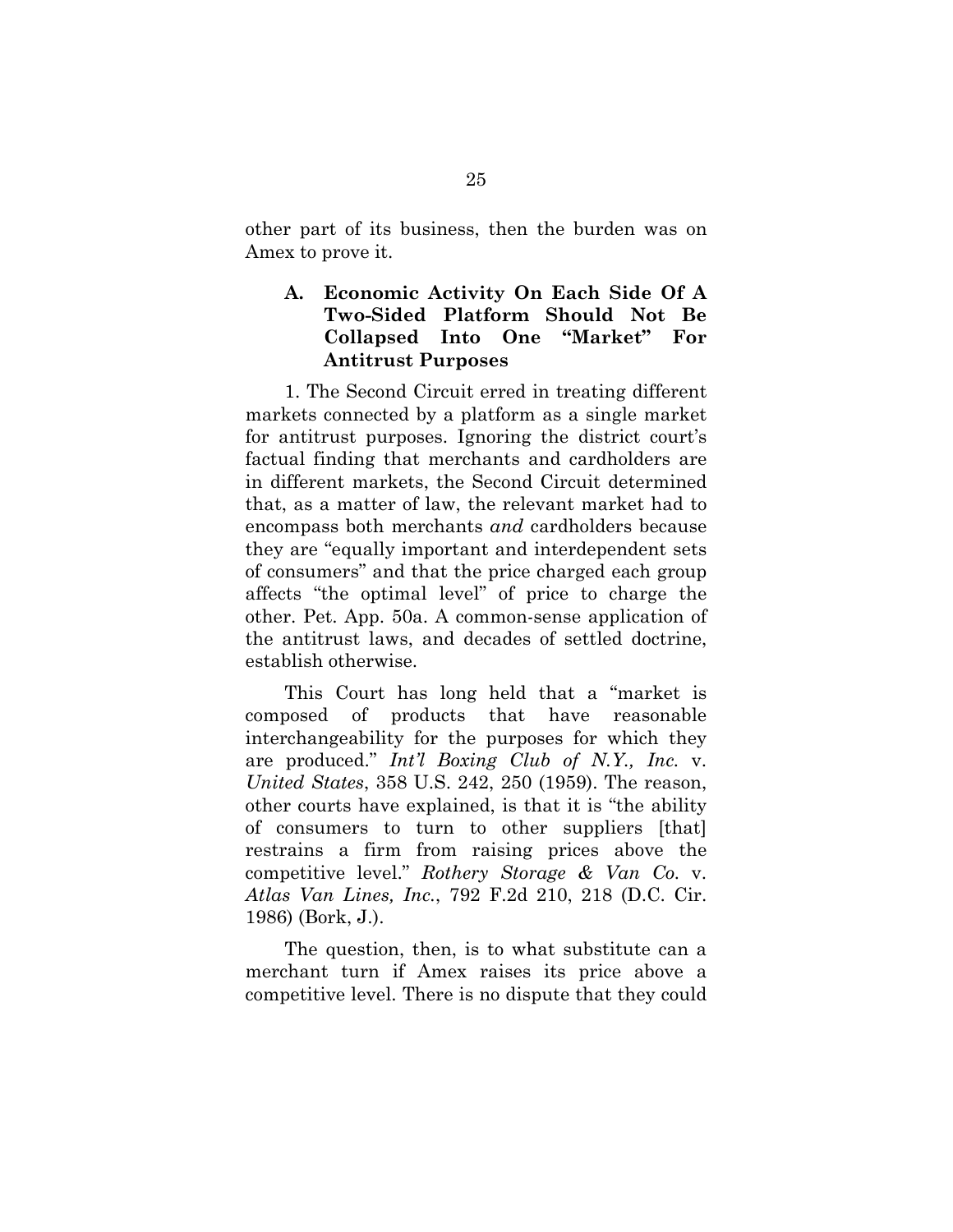other part of its business, then the burden was on Amex to prove it.

### A. Economic Activity On Each Side Of A Two-Sided Platform Should Not Be Collapsed Into One "Market" For Antitrust Purposes

1. The Second Circuit erred in treating different markets connected by a platform as a single market for antitrust purposes. Ignoring the district court's factual finding that merchants and cardholders are in different markets, the Second Circuit determined that, as a matter of law, the relevant market had to encompass both merchants *and* cardholders because they are "equally important and interdependent sets of consumers" and that the price charged each group affects "the optimal level" of price to charge the other. Pet. App. 50a. A common-sense application of the antitrust laws, and decades of settled doctrine, establish otherwise.

This Court has long held that a "market is composed of products that have reasonable interchangeability for the purposes for which they are produced." *Int'l Boxing Club of N.Y., Inc.* v. *United States*, 358 U.S. 242, 250 (1959). The reason, other courts have explained, is that it is "the ability of consumers to turn to other suppliers [that] restrains a firm from raising prices above the competitive level." *Rothery Storage & Van Co.* v. *Atlas Van Lines, Inc.*, 792 F.2d 210, 218 (D.C. Cir. 1986) (Bork, J.).

The question, then, is to what substitute can a merchant turn if Amex raises its price above a competitive level. There is no dispute that they could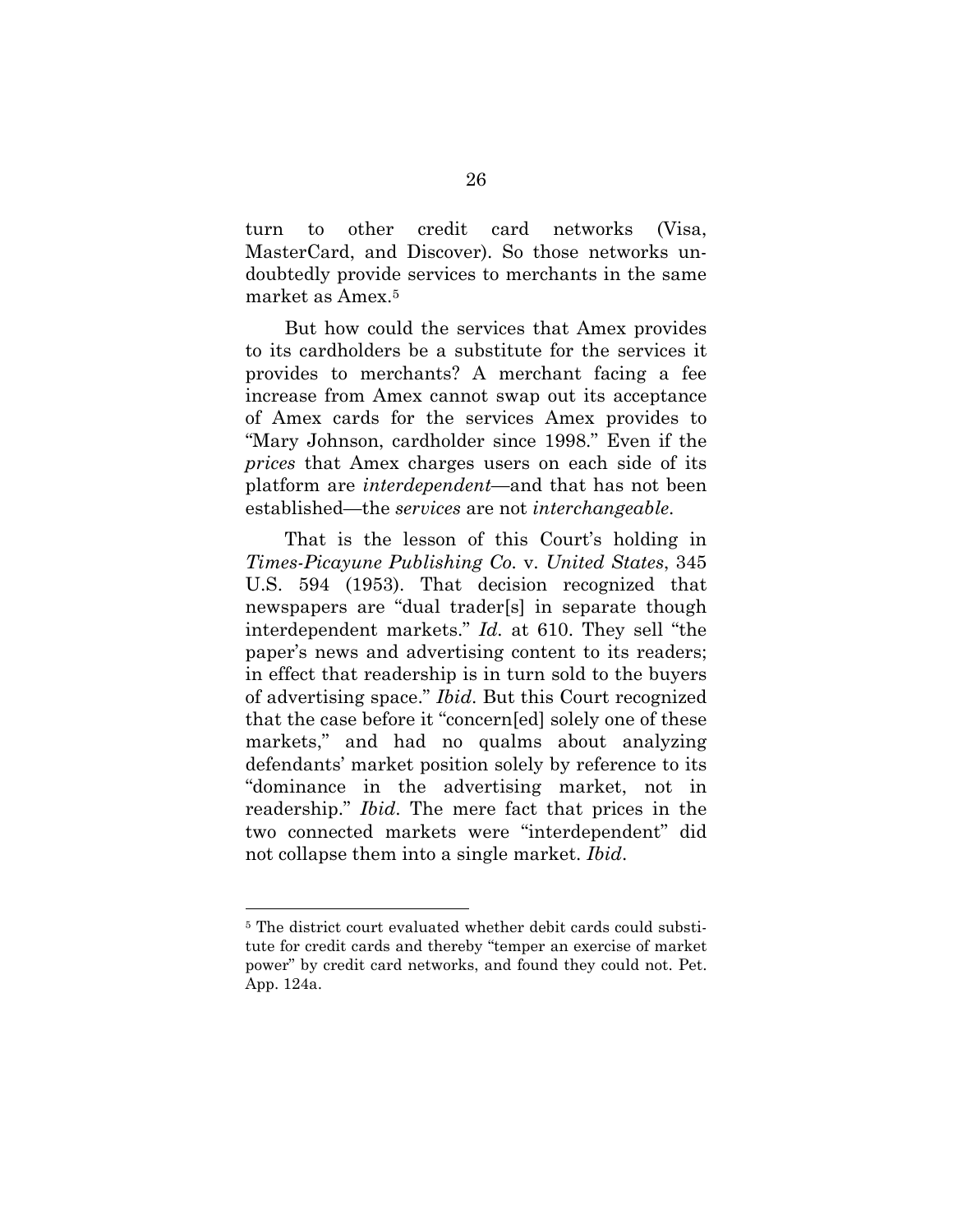turn to other credit card networks (Visa, MasterCard, and Discover). So those networks undoubtedly provide services to merchants in the same market as Amex.[5]

But how could the services that Amex provides to its cardholders be a substitute for the services it provides to merchants? A merchant facing a fee increase from Amex cannot swap out its acceptance of Amex cards for the services Amex provides to "Mary Johnson, cardholder since 1998." Even if the *prices* that Amex charges users on each side of its platform are *interdependent*—and that has not been established—the *services* are not *interchangeable*.

That is the lesson of this Court's holding in *Times-Picayune Publishing Co.* v. *United States*, 345 U.S. 594 (1953). That decision recognized that newspapers are "dual trader[s] in separate though interdependent markets." *Id.* at 610. They sell "the paper's news and advertising content to its readers; in effect that readership is in turn sold to the buyers of advertising space." *Ibid*. But this Court recognized that the case before it "concern[ed] solely one of these markets," and had no qualms about analyzing defendants' market position solely by reference to its "dominance in the advertising market, not in readership." *Ibid*. The mere fact that prices in the two connected markets were "interdependent" did not collapse them into a single market. *Ibid*.

---

[5] The district court evaluated whether debit cards could substitute for credit cards and thereby "temper an exercise of market power" by credit card networks, and found they could not. Pet. App. 124a.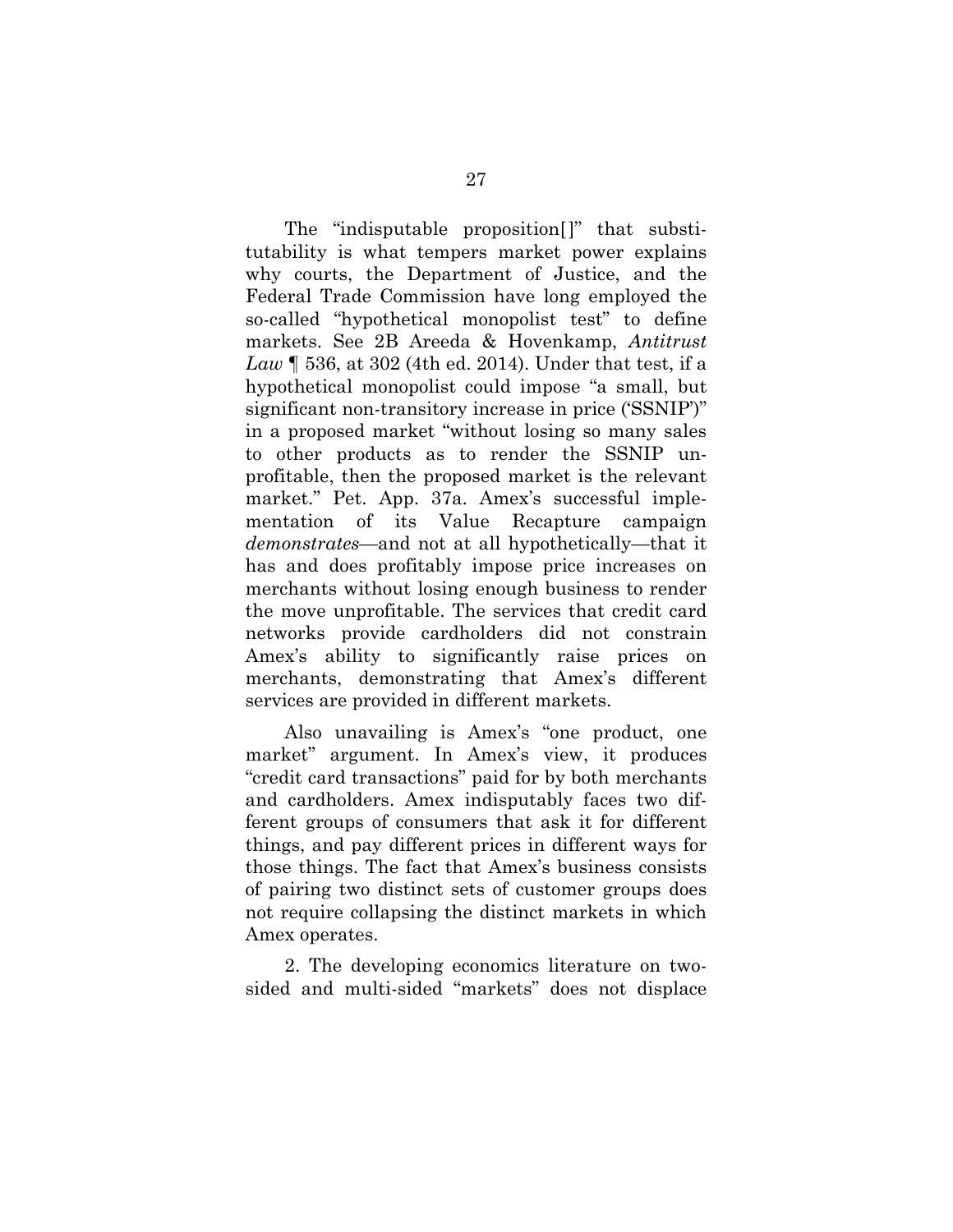The "indisputable proposition[]" that substitutability is what tempers market power explains why courts, the Department of Justice, and the Federal Trade Commission have long employed the so-called "hypothetical monopolist test" to define markets. See 2B Areeda & Hovenkamp, *Antitrust Law* ¶ 536, at 302 (4th ed. 2014). Under that test, if a hypothetical monopolist could impose "a small, but significant non-transitory increase in price ('SSNIP')" in a proposed market "without losing so many sales to other products as to render the SSNIP unprofitable, then the proposed market is the relevant market." Pet. App. 37a. Amex's successful implementation of its Value Recapture campaign *demonstrates*—and not at all hypothetically—that it has and does profitably impose price increases on merchants without losing enough business to render the move unprofitable. The services that credit card networks provide cardholders did not constrain Amex's ability to significantly raise prices on merchants, demonstrating that Amex's different services are provided in different markets.

Also unavailing is Amex's "one product, one market" argument. In Amex's view, it produces "credit card transactions" paid for by both merchants and cardholders. Amex indisputably faces two different groups of consumers that ask it for different things, and pay different prices in different ways for those things. The fact that Amex's business consists of pairing two distinct sets of customer groups does not require collapsing the distinct markets in which Amex operates.

2. The developing economics literature on two-sided and multi-sided "markets" does not displace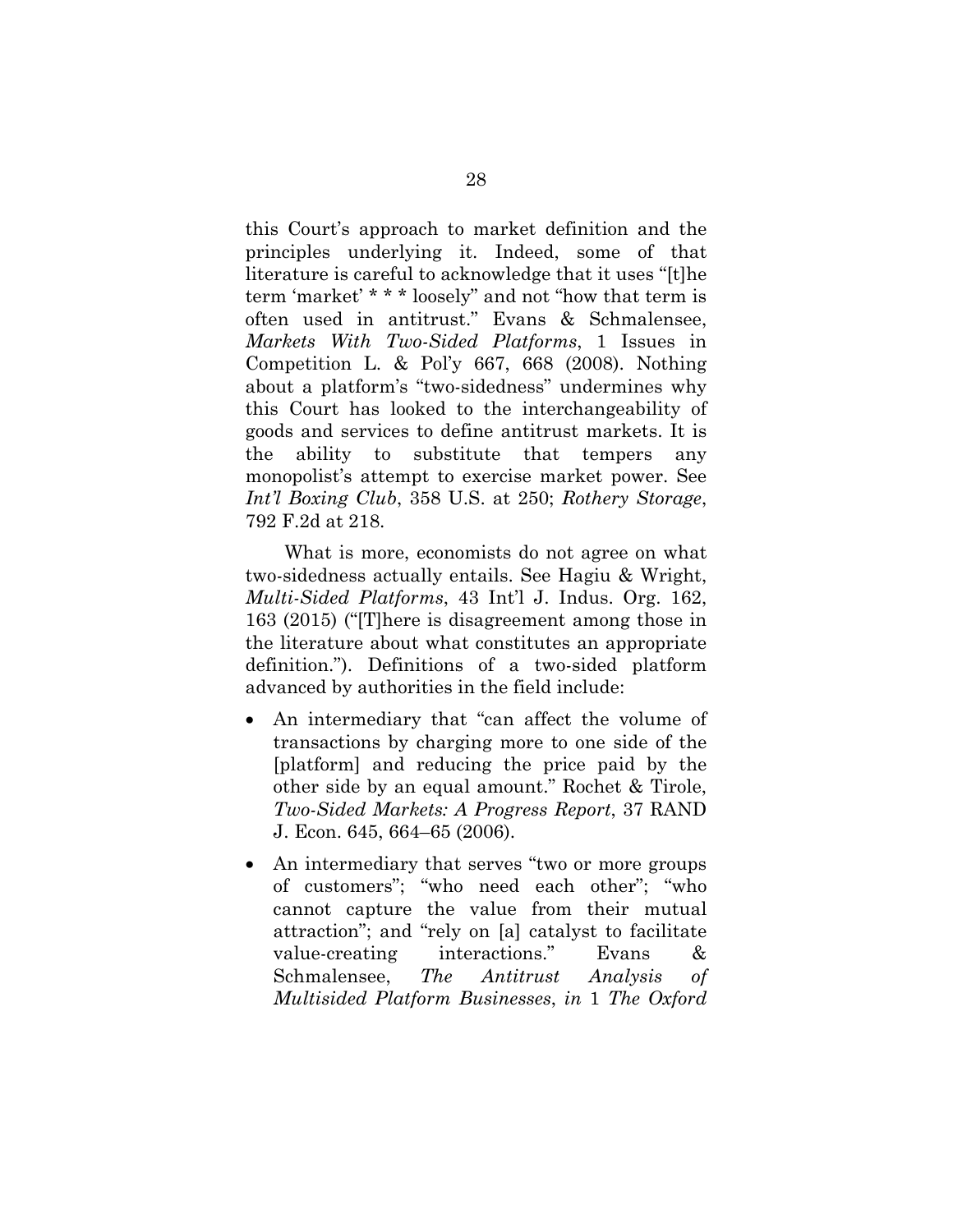this Court's approach to market definition and the principles underlying it. Indeed, some of that literature is careful to acknowledge that it uses "[t]he term 'market' * * * loosely" and not "how that term is often used in antitrust." Evans & Schmalensee, *Markets With Two-Sided Platforms*, 1 Issues in Competition L. & Pol'y 667, 668 (2008). Nothing about a platform's "two-sidedness" undermines why this Court has looked to the interchangeability of goods and services to define antitrust markets. It is the ability to substitute that tempers any monopolist's attempt to exercise market power. See *Int'l Boxing Club*, 358 U.S. at 250; *Rothery Storage*, 792 F.2d at 218.

What is more, economists do not agree on what two-sidedness actually entails. See Hagiu & Wright, *Multi-Sided Platforms*, 43 Int'l J. Indus. Org. 162, 163 (2015) ("[T]here is disagreement among those in the literature about what constitutes an appropriate definition."). Definitions of a two-sided platform advanced by authorities in the field include:

- An intermediary that "can affect the volume of transactions by charging more to one side of the [platform] and reducing the price paid by the other side by an equal amount." Rochet & Tirole, *Two-Sided Markets: A Progress Report*, 37 RAND J. Econ. 645, 664–65 (2006).
- An intermediary that serves "two or more groups of customers"; "who need each other"; "who cannot capture the value from their mutual attraction"; and "rely on [a] catalyst to facilitate value-creating interactions." Evans & Schmalensee, *The Antitrust Analysis of Multisided Platform Businesses*, *in* 1 *The Oxford*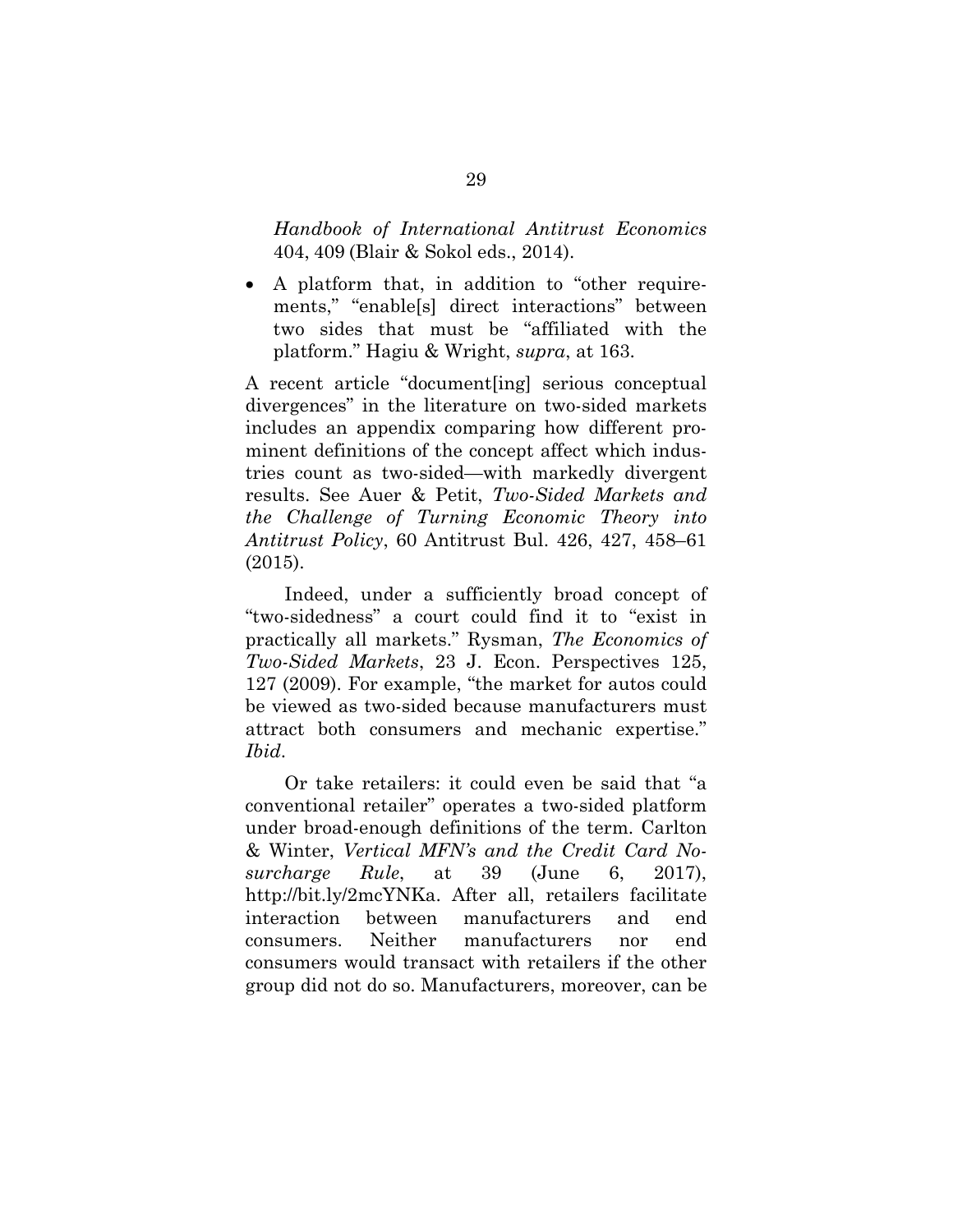*Handbook of International Antitrust Economics* 404, 409 (Blair & Sokol eds., 2014).

- A platform that, in addition to "other requirements," "enable[s] direct interactions" between two sides that must be "affiliated with the platform." Hagiu & Wright, *supra*, at 163.

A recent article "document[ing] serious conceptual divergences" in the literature on two-sided markets includes an appendix comparing how different prominent definitions of the concept affect which industries count as two-sided—with markedly divergent results. See Auer & Petit, *Two-Sided Markets and the Challenge of Turning Economic Theory into Antitrust Policy*, 60 Antitrust Bul. 426, 427, 458–61 (2015).

Indeed, under a sufficiently broad concept of "two-sidedness" a court could find it to "exist in practically all markets." Rysman, *The Economics of Two-Sided Markets*, 23 J. Econ. Perspectives 125, 127 (2009). For example, "the market for autos could be viewed as two-sided because manufacturers must attract both consumers and mechanic expertise." *Ibid*.

Or take retailers: it could even be said that "a conventional retailer" operates a two-sided platform under broad-enough definitions of the term. Carlton & Winter, *Vertical MFN's and the Credit Card No-surcharge Rule*, at 39 (June 6, 2017), http://bit.ly/2mcYNKa. After all, retailers facilitate interaction between manufacturers and end consumers. Neither manufacturers nor end consumers would transact with retailers if the other group did not do so. Manufacturers, moreover, can be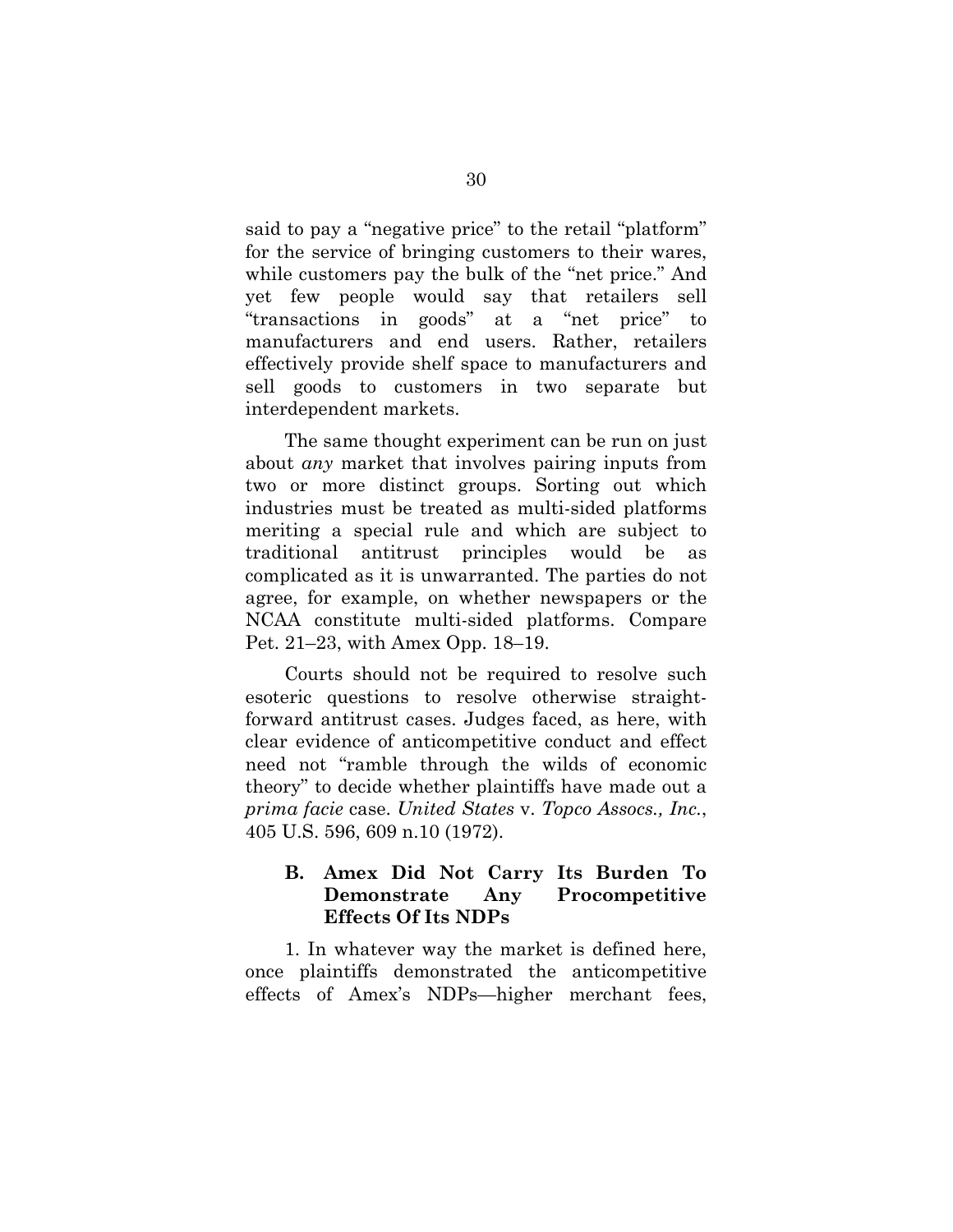said to pay a "negative price" to the retail "platform" for the service of bringing customers to their wares, while customers pay the bulk of the "net price." And yet few people would say that retailers sell "transactions in goods" at a "net price" to manufacturers and end users. Rather, retailers effectively provide shelf space to manufacturers and sell goods to customers in two separate but interdependent markets.

The same thought experiment can be run on just about *any* market that involves pairing inputs from two or more distinct groups. Sorting out which industries must be treated as multi-sided platforms meriting a special rule and which are subject to traditional antitrust principles would be as complicated as it is unwarranted. The parties do not agree, for example, on whether newspapers or the NCAA constitute multi-sided platforms. Compare Pet. 21–23, with Amex Opp. 18–19.

Courts should not be required to resolve such esoteric questions to resolve otherwise straight-forward antitrust cases. Judges faced, as here, with clear evidence of anticompetitive conduct and effect need not "ramble through the wilds of economic theory" to decide whether plaintiffs have made out a *prima facie* case. *United States* v. *Topco Assocs., Inc.*, 405 U.S. 596, 609 n.10 (1972).

### B. Amex Did Not Carry Its Burden To Demonstrate Any Procompetitive Effects Of Its NDPs

1. In whatever way the market is defined here, once plaintiffs demonstrated the anticompetitive effects of Amex's NDPs—higher merchant fees,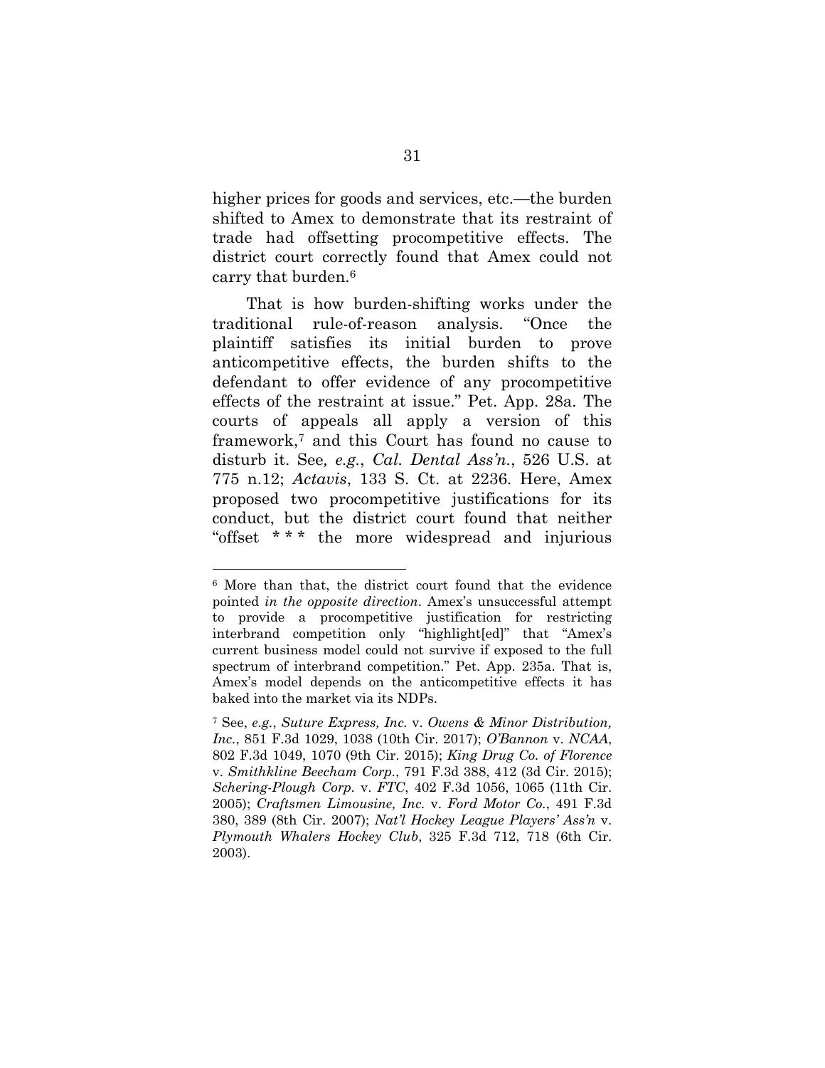higher prices for goods and services, etc.—the burden shifted to Amex to demonstrate that its restraint of trade had offsetting procompetitive effects. The district court correctly found that Amex could not carry that burden.[6]

That is how burden-shifting works under the traditional rule-of-reason analysis. "Once the plaintiff satisfies its initial burden to prove anticompetitive effects, the burden shifts to the defendant to offer evidence of any procompetitive effects of the restraint at issue." Pet. App. 28a. The courts of appeals all apply a version of this framework,[7] and this Court has found no cause to disturb it. See*, e.g.*, *Cal. Dental Ass'n.*, 526 U.S. at 775 n.12; *Actavis*, 133 S. Ct. at 2236. Here, Amex proposed two procompetitive justifications for its conduct, but the district court found that neither "offset * * * the more widespread and injurious

---

[6] More than that, the district court found that the evidence pointed *in the opposite direction*. Amex's unsuccessful attempt to provide a procompetitive justification for restricting interbrand competition only "highlight[ed]" that "Amex's current business model could not survive if exposed to the full spectrum of interbrand competition." Pet. App. 235a. That is, Amex's model depends on the anticompetitive effects it has baked into the market via its NDPs.

[7] See, *e.g.*, *Suture Express, Inc.* v. *Owens & Minor Distribution, Inc.*, 851 F.3d 1029, 1038 (10th Cir. 2017); *O'Bannon* v. *NCAA*, 802 F.3d 1049, 1070 (9th Cir. 2015); *King Drug Co. of Florence* v. *Smithkline Beecham Corp.*, 791 F.3d 388, 412 (3d Cir. 2015); *Schering-Plough Corp.* v. *FTC*, 402 F.3d 1056, 1065 (11th Cir. 2005); *Craftsmen Limousine, Inc.* v. *Ford Motor Co.*, 491 F.3d 380, 389 (8th Cir. 2007); *Nat'l Hockey League Players' Ass'n* v. *Plymouth Whalers Hockey Club*, 325 F.3d 712, 718 (6th Cir. 2003).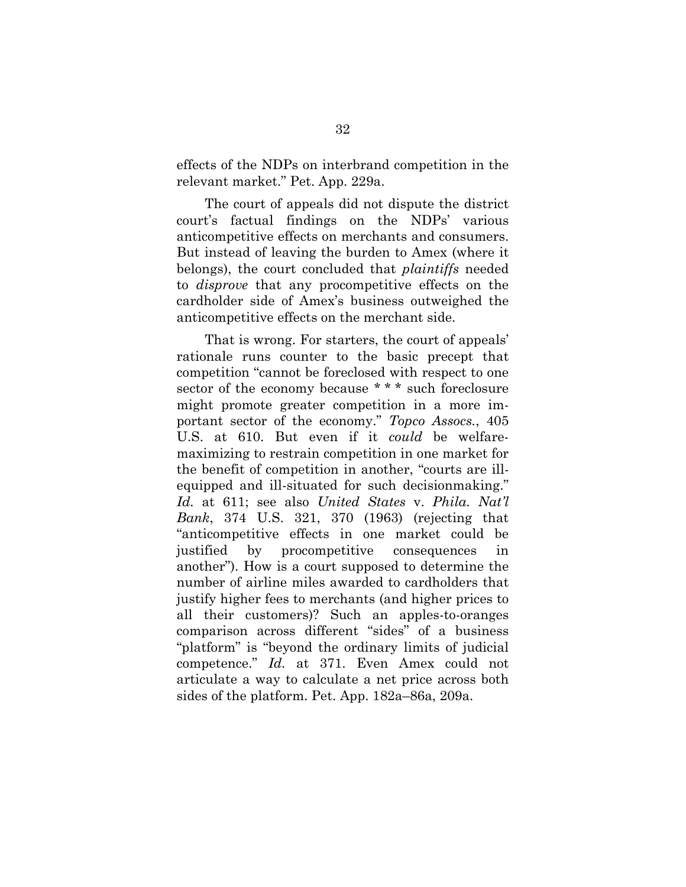effects of the NDPs on interbrand competition in the relevant market." Pet. App. 229a.

The court of appeals did not dispute the district court's factual findings on the NDPs' various anticompetitive effects on merchants and consumers. But instead of leaving the burden to Amex (where it belongs), the court concluded that *plaintiffs* needed to *disprove* that any procompetitive effects on the cardholder side of Amex's business outweighed the anticompetitive effects on the merchant side.

That is wrong. For starters, the court of appeals' rationale runs counter to the basic precept that competition "cannot be foreclosed with respect to one sector of the economy because * * * such foreclosure might promote greater competition in a more important sector of the economy." *Topco Assocs.*, 405 U.S. at 610. But even if it *could* be welfare-maximizing to restrain competition in one market for the benefit of competition in another, "courts are ill-equipped and ill-situated for such decisionmaking." *Id.* at 611; see also *United States* v. *Phila. Nat'l Bank*, 374 U.S. 321, 370 (1963) (rejecting that "anticompetitive effects in one market could be justified by procompetitive consequences in another"). How is a court supposed to determine the number of airline miles awarded to cardholders that justify higher fees to merchants (and higher prices to all their customers)? Such an apples-to-oranges comparison across different "sides" of a business "platform" is "beyond the ordinary limits of judicial competence." *Id.* at 371. Even Amex could not articulate a way to calculate a net price across both sides of the platform. Pet. App. 182a–86a, 209a.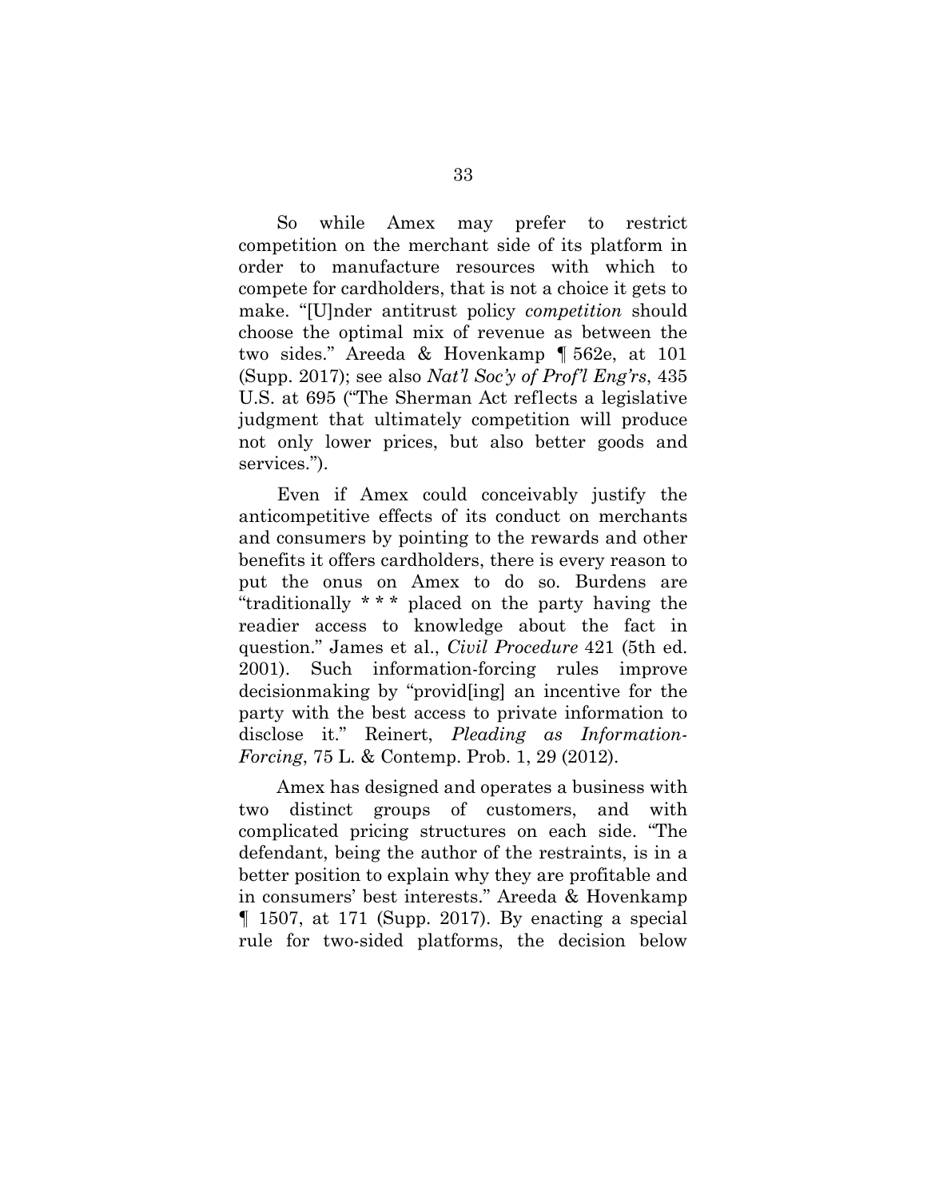So while Amex may prefer to restrict competition on the merchant side of its platform in order to manufacture resources with which to compete for cardholders, that is not a choice it gets to make. "[U]nder antitrust policy *competition* should choose the optimal mix of revenue as between the two sides." Areeda & Hovenkamp ¶ 562e, at 101 (Supp. 2017); see also *Nat'l Soc'y of Prof'l Eng'rs*, 435 U.S. at 695 ("The Sherman Act reflects a legislative judgment that ultimately competition will produce not only lower prices, but also better goods and services.").

Even if Amex could conceivably justify the anticompetitive effects of its conduct on merchants and consumers by pointing to the rewards and other benefits it offers cardholders, there is every reason to put the onus on Amex to do so. Burdens are "traditionally * * * placed on the party having the readier access to knowledge about the fact in question." James et al., *Civil Procedure* 421 (5th ed. 2001). Such information-forcing rules improve decisionmaking by "provid[ing] an incentive for the party with the best access to private information to disclose it." Reinert, *Pleading as Information-Forcing*, 75 L. & Contemp. Prob. 1, 29 (2012).

Amex has designed and operates a business with two distinct groups of customers, and with complicated pricing structures on each side. "The defendant, being the author of the restraints, is in a better position to explain why they are profitable and in consumers' best interests." Areeda & Hovenkamp ¶ 1507, at 171 (Supp. 2017). By enacting a special rule for two-sided platforms, the decision below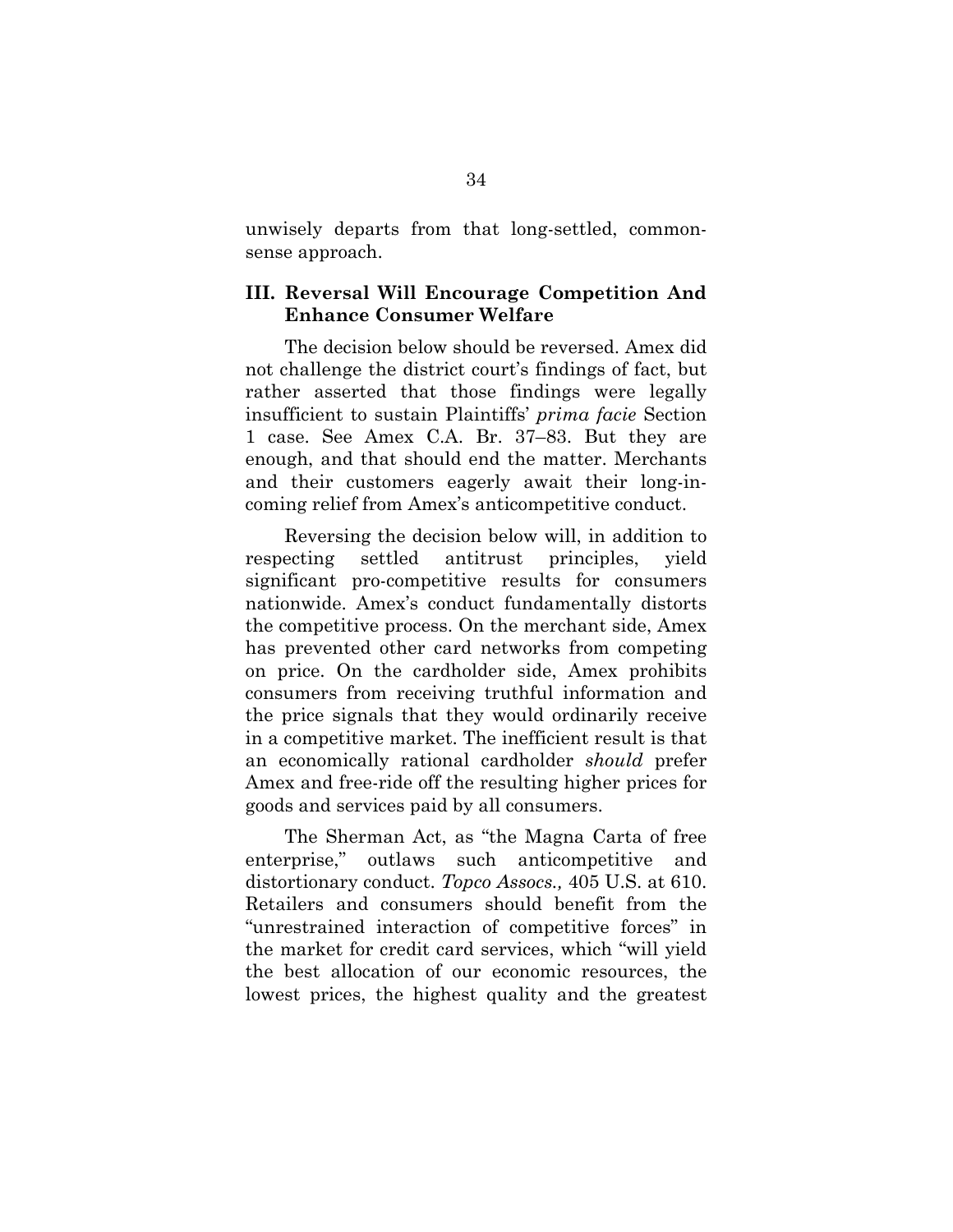unwisely departs from that long-settled, commonsense approach.

### III. Reversal Will Encourage Competition And Enhance Consumer Welfare

The decision below should be reversed. Amex did not challenge the district court's findings of fact, but rather asserted that those findings were legally insufficient to sustain Plaintiffs' *prima facie* Section 1 case. See Amex C.A. Br. 37–83. But they are enough, and that should end the matter. Merchants and their customers eagerly await their long-in-coming relief from Amex's anticompetitive conduct.

Reversing the decision below will, in addition to respecting settled antitrust principles, yield significant pro-competitive results for consumers nationwide. Amex's conduct fundamentally distorts the competitive process. On the merchant side, Amex has prevented other card networks from competing on price. On the cardholder side, Amex prohibits consumers from receiving truthful information and the price signals that they would ordinarily receive in a competitive market. The inefficient result is that an economically rational cardholder *should* prefer Amex and free-ride off the resulting higher prices for goods and services paid by all consumers.

The Sherman Act, as "the Magna Carta of free enterprise," outlaws such anticompetitive and distortionary conduct. *Topco Assocs.,* 405 U.S. at 610. Retailers and consumers should benefit from the "unrestrained interaction of competitive forces" in the market for credit card services, which "will yield the best allocation of our economic resources, the lowest prices, the highest quality and the greatest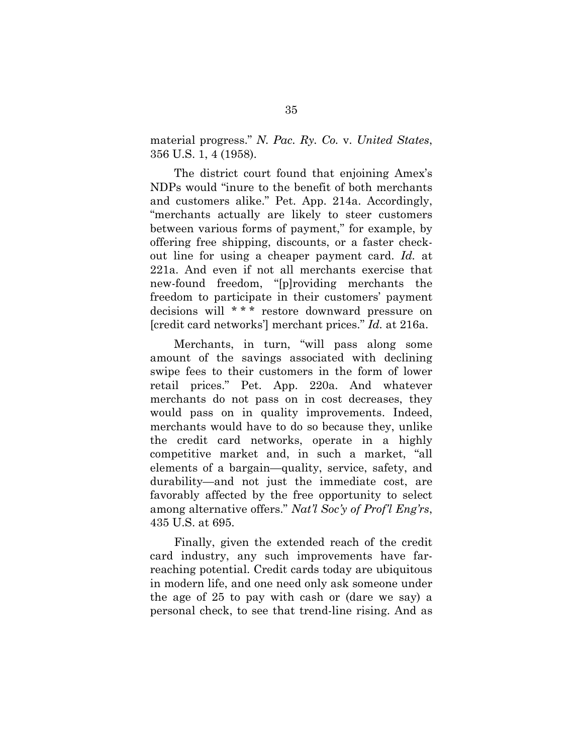material progress." *N. Pac. Ry. Co.* v. *United States*, 356 U.S. 1, 4 (1958).

The district court found that enjoining Amex's NDPs would "inure to the benefit of both merchants and customers alike." Pet. App. 214a. Accordingly, "merchants actually are likely to steer customers between various forms of payment," for example, by offering free shipping, discounts, or a faster check-out line for using a cheaper payment card. *Id.* at 221a. And even if not all merchants exercise that new-found freedom, "[p]roviding merchants the freedom to participate in their customers' payment decisions will * * * restore downward pressure on [credit card networks'] merchant prices." *Id.* at 216a.

Merchants, in turn, "will pass along some amount of the savings associated with declining swipe fees to their customers in the form of lower retail prices." Pet. App. 220a. And whatever merchants do not pass on in cost decreases, they would pass on in quality improvements. Indeed, merchants would have to do so because they, unlike the credit card networks, operate in a highly competitive market and, in such a market, "all elements of a bargain—quality, service, safety, and durability—and not just the immediate cost, are favorably affected by the free opportunity to select among alternative offers." *Nat'l Soc'y of Prof'l Eng'rs*, 435 U.S. at 695.

Finally, given the extended reach of the credit card industry, any such improvements have far-reaching potential. Credit cards today are ubiquitous in modern life, and one need only ask someone under the age of 25 to pay with cash or (dare we say) a personal check, to see that trend-line rising. And as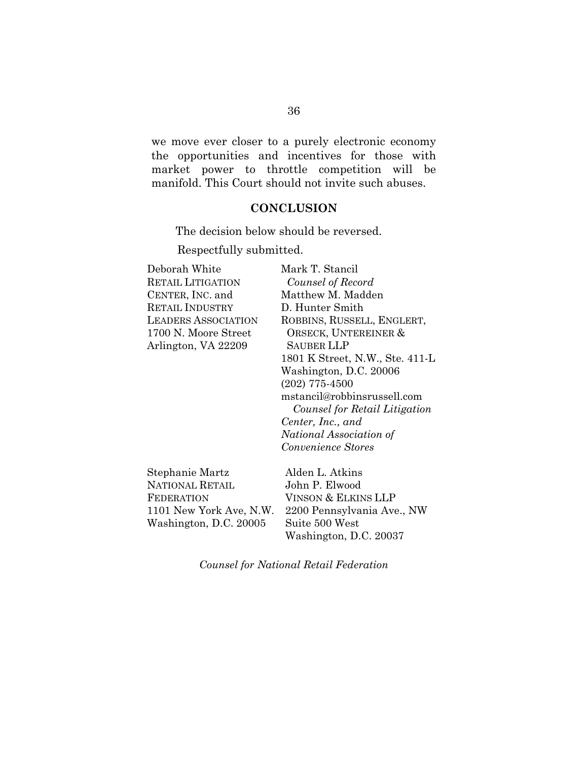we move ever closer to a purely electronic economy the opportunities and incentives for those with market power to throttle competition will be manifold. This Court should not invite such abuses.

## CONCLUSION

The decision below should be reversed.

Respectfully submitted.

Deborah White
RETAIL LITIGATION CENTER, INC. and RETAIL INDUSTRY LEADERS ASSOCIATION
1700 N. Moore Street
Arlington, VA 22209

Mark T. Stancil
*Counsel of Record*
Matthew M. Madden
D. Hunter Smith
ROBBINS, RUSSELL, ENGLERT, ORSECK, UNTEREINER & SAUBER LLP
1801 K Street, N.W., Ste. 411-L
Washington, D.C. 20006
(202) 775-4500
mstancil@robbinsrussell.com
*Counsel for Retail Litigation Center, Inc., and National Association of Convenience Stores*

Stephanie Martz
NATIONAL RETAIL FEDERATION
1101 New York Ave, N.W.
Washington, D.C. 20005

Alden L. Atkins
John P. Elwood
VINSON & ELKINS LLP
2200 Pennsylvania Ave., NW
Suite 500 West
Washington, D.C. 20037

*Counsel for National Retail Federation*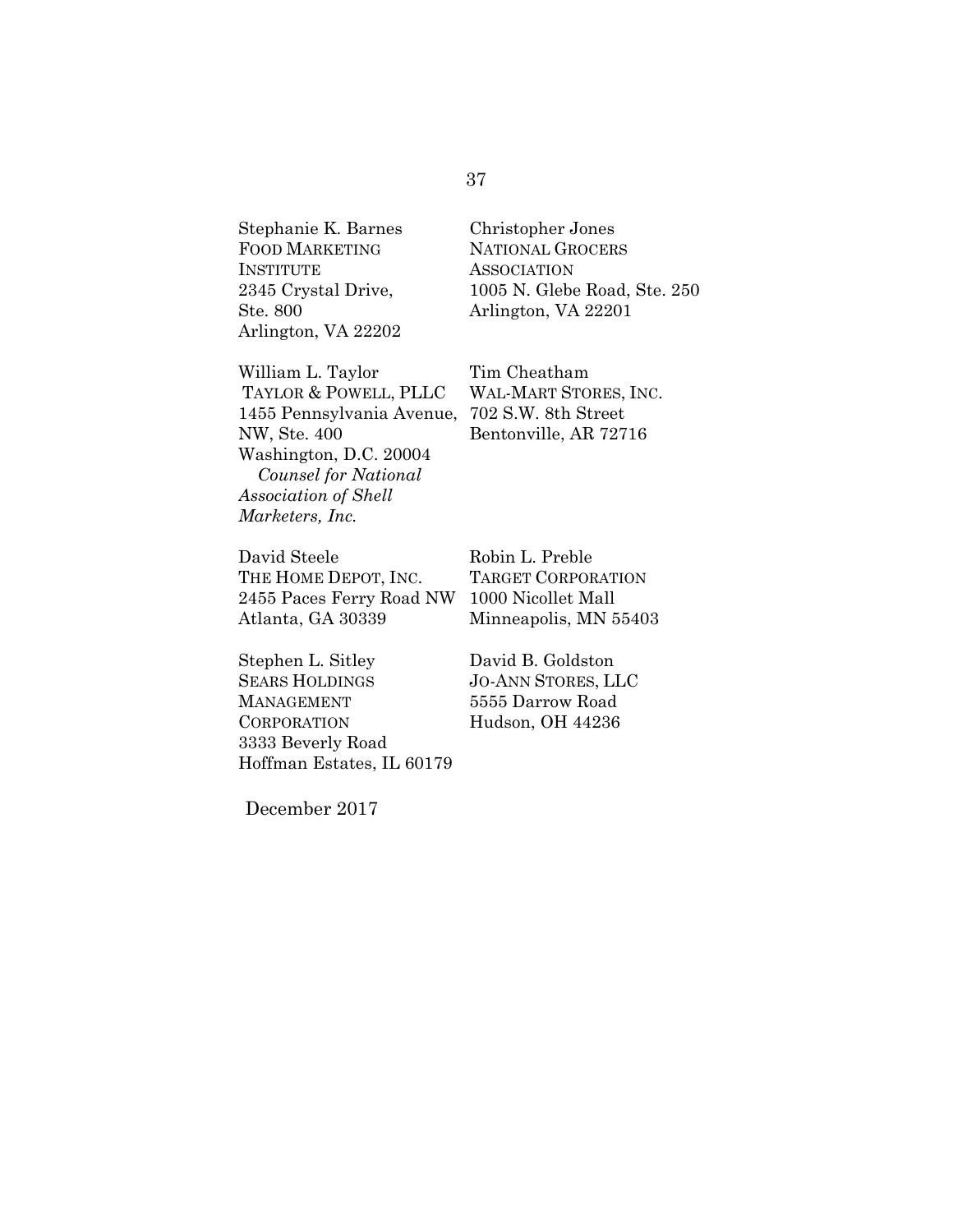Stephanie K. Barnes  
FOOD MARKETING INSTITUTE  
2345 Crystal Drive, Ste. 800  
Arlington, VA 22202

Christopher Jones  
NATIONAL GROCERS ASSOCIATION  
1005 N. Glebe Road, Ste. 250  
Arlington, VA 22201

William L. Taylor  
TAYLOR & POWELL, PLLC  
1455 Pennsylvania Avenue, NW, Ste. 400  
Washington, D.C. 20004  
*Counsel for National Association of Shell Marketers, Inc.*

Tim Cheatham  
WAL-MART STORES, INC.  
702 S.W. 8th Street  
Bentonville, AR 72716

David Steele  
THE HOME DEPOT, INC.  
2455 Paces Ferry Road NW  
Atlanta, GA 30339

Robin L. Preble  
TARGET CORPORATION  
1000 Nicollet Mall  
Minneapolis, MN 55403

Stephen L. Sitley  
SEARS HOLDINGS MANAGEMENT CORPORATION  
3333 Beverly Road  
Hoffman Estates, IL 60179

David B. Goldston  
JO-ANN STORES, LLC  
5555 Darrow Road  
Hudson, OH 44236

December 2017